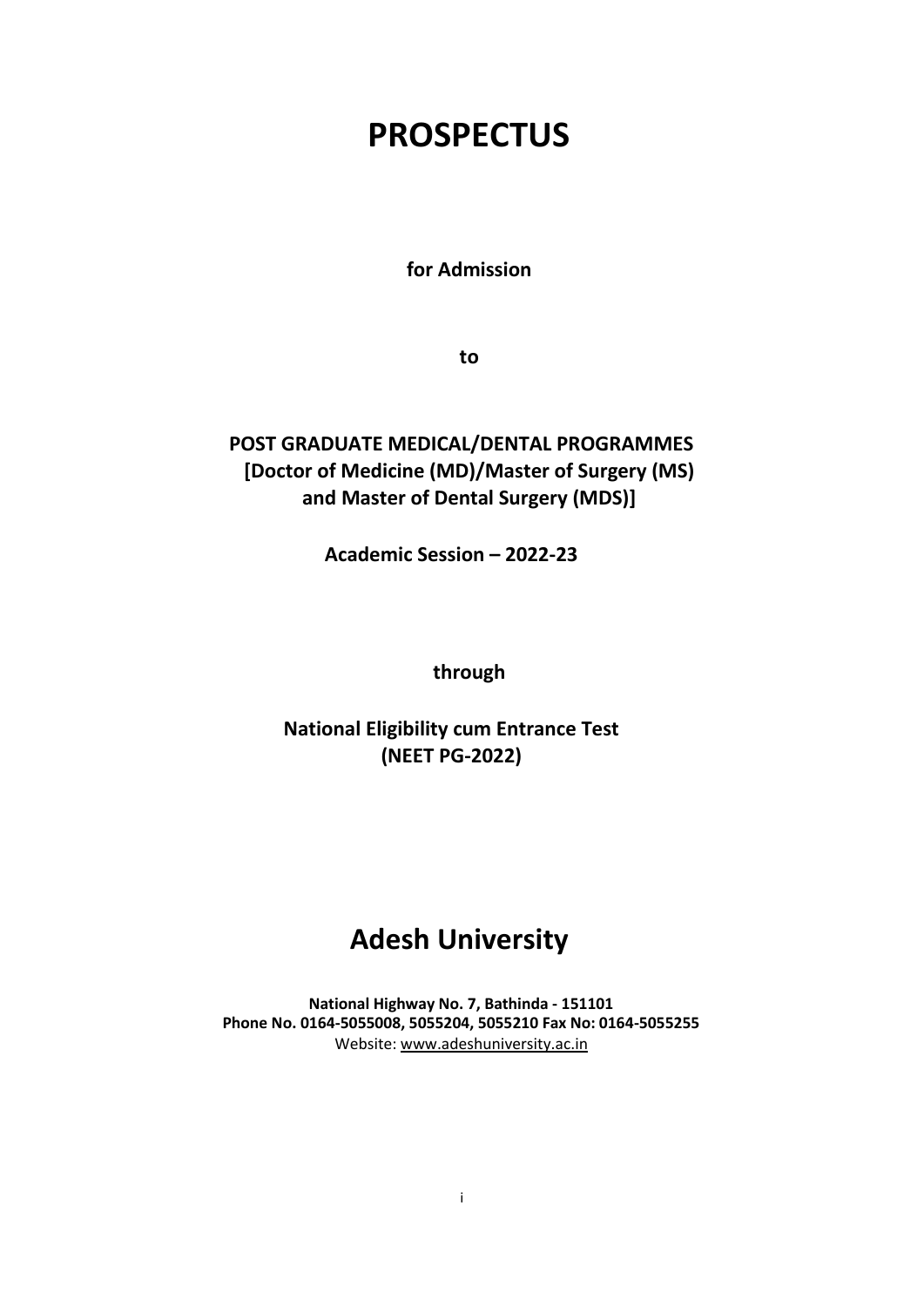# PROSPECTUS

**for Admission**

**to**

**POST GRADUATE MEDICAL/DENTAL PROGRAMMES**
**[Doctor of Medicine (MD)/Master of Surgery (MS) and Master of Dental Surgery (MDS)]**

**Academic Session – 2022-23**

**through**

**National Eligibility cum Entrance Test (NEET PG-2022)**

# Adesh University

**National Highway No. 7, Bathinda - 151101**
**Phone No. 0164-5055008, 5055204, 5055210 Fax No: 0164-5055255**
Website: www.adeshuniversity.ac.in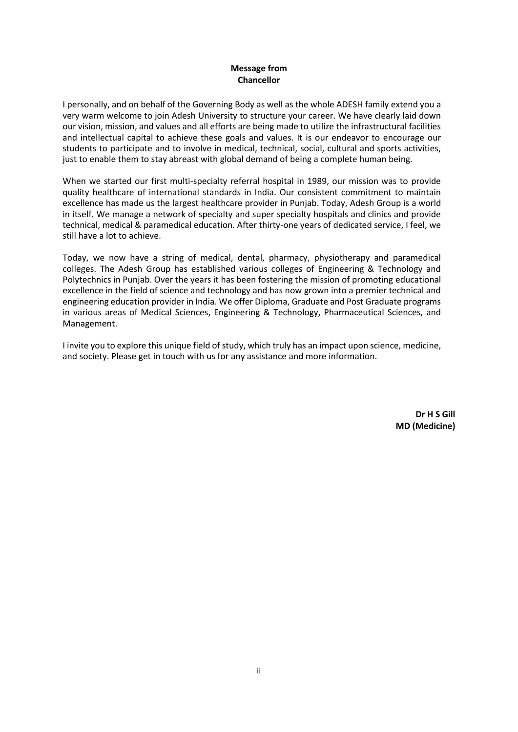## Message from Chancellor

I personally, and on behalf of the Governing Body as well as the whole ADESH family extend you a very warm welcome to join Adesh University to structure your career. We have clearly laid down our vision, mission, and values and all efforts are being made to utilize the infrastructural facilities and intellectual capital to achieve these goals and values. It is our endeavor to encourage our students to participate and to involve in medical, technical, social, cultural and sports activities, just to enable them to stay abreast with global demand of being a complete human being.

When we started our first multi-specialty referral hospital in 1989, our mission was to provide quality healthcare of international standards in India. Our consistent commitment to maintain excellence has made us the largest healthcare provider in Punjab. Today, Adesh Group is a world in itself. We manage a network of specialty and super specialty hospitals and clinics and provide technical, medical & paramedical education. After thirty-one years of dedicated service, I feel, we still have a lot to achieve.

Today, we now have a string of medical, dental, pharmacy, physiotherapy and paramedical colleges. The Adesh Group has established various colleges of Engineering & Technology and Polytechnics in Punjab. Over the years it has been fostering the mission of promoting educational excellence in the field of science and technology and has now grown into a premier technical and engineering education provider in India. We offer Diploma, Graduate and Post Graduate programs in various areas of Medical Sciences, Engineering & Technology, Pharmaceutical Sciences, and Management.

I invite you to explore this unique field of study, which truly has an impact upon science, medicine, and society. Please get in touch with us for any assistance and more information.

**Dr H S Gill**
**MD (Medicine)**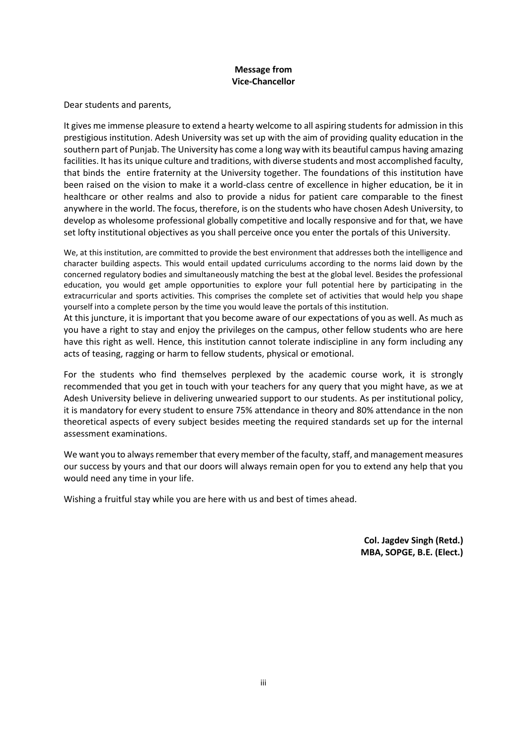## Message from Vice-Chancellor

Dear students and parents,

It gives me immense pleasure to extend a hearty welcome to all aspiring students for admission in this prestigious institution. Adesh University was set up with the aim of providing quality education in the southern part of Punjab. The University has come a long way with its beautiful campus having amazing facilities. It has its unique culture and traditions, with diverse students and most accomplished faculty, that binds the entire fraternity at the University together. The foundations of this institution have been raised on the vision to make it a world-class centre of excellence in higher education, be it in healthcare or other realms and also to provide a nidus for patient care comparable to the finest anywhere in the world. The focus, therefore, is on the students who have chosen Adesh University, to develop as wholesome professional globally competitive and locally responsive and for that, we have set lofty institutional objectives as you shall perceive once you enter the portals of this University.

We, at this institution, are committed to provide the best environment that addresses both the intelligence and character building aspects. This would entail updated curriculums according to the norms laid down by the concerned regulatory bodies and simultaneously matching the best at the global level. Besides the professional education, you would get ample opportunities to explore your full potential here by participating in the extracurricular and sports activities. This comprises the complete set of activities that would help you shape yourself into a complete person by the time you would leave the portals of this institution.

At this juncture, it is important that you become aware of our expectations of you as well. As much as you have a right to stay and enjoy the privileges on the campus, other fellow students who are here have this right as well. Hence, this institution cannot tolerate indiscipline in any form including any acts of teasing, ragging or harm to fellow students, physical or emotional.

For the students who find themselves perplexed by the academic course work, it is strongly recommended that you get in touch with your teachers for any query that you might have, as we at Adesh University believe in delivering unwearied support to our students. As per institutional policy, it is mandatory for every student to ensure 75% attendance in theory and 80% attendance in the non theoretical aspects of every subject besides meeting the required standards set up for the internal assessment examinations.

We want you to always remember that every member of the faculty, staff, and management measures our success by yours and that our doors will always remain open for you to extend any help that you would need any time in your life.

Wishing a fruitful stay while you are here with us and best of times ahead.

**Col. Jagdev Singh (Retd.)**
**MBA, SOPGE, B.E. (Elect.)**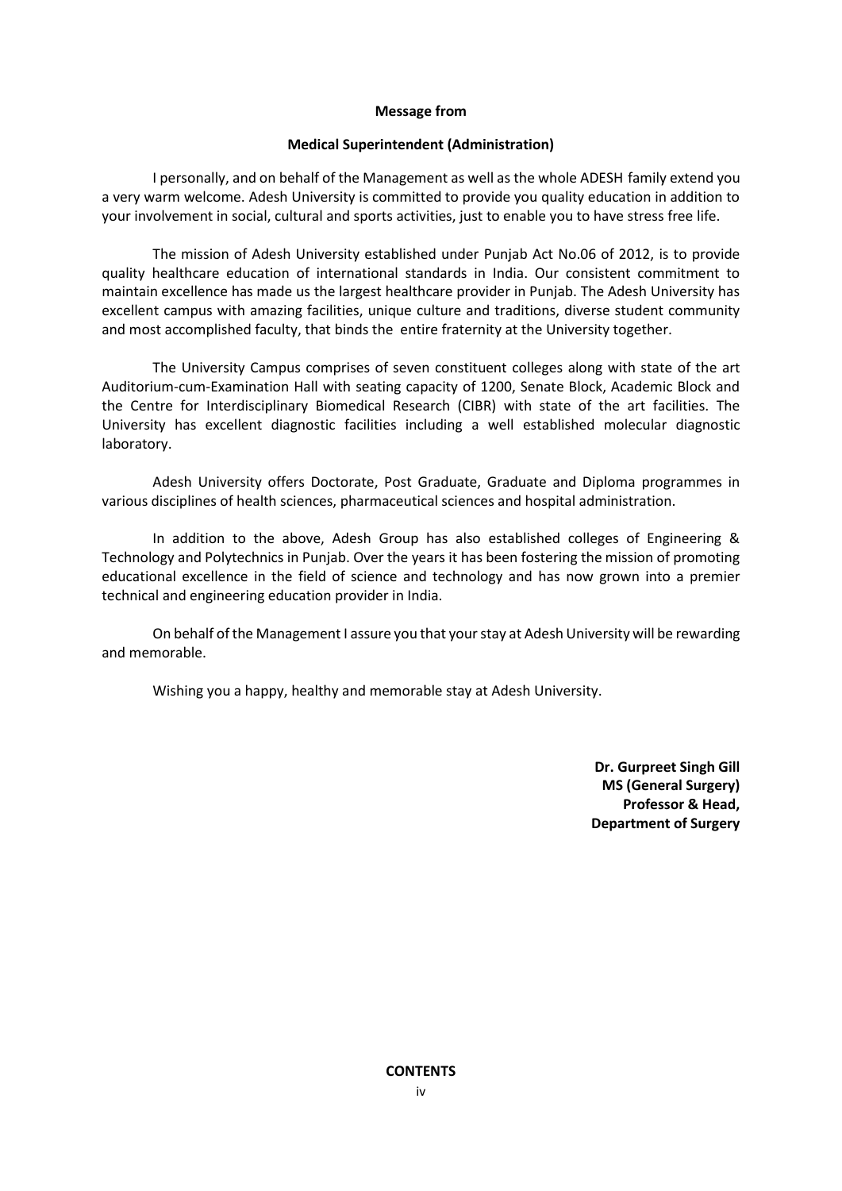**Message from**

**Medical Superintendent (Administration)**

I personally, and on behalf of the Management as well as the whole ADESH family extend you a very warm welcome. Adesh University is committed to provide you quality education in addition to your involvement in social, cultural and sports activities, just to enable you to have stress free life.

The mission of Adesh University established under Punjab Act No.06 of 2012, is to provide quality healthcare education of international standards in India. Our consistent commitment to maintain excellence has made us the largest healthcare provider in Punjab. The Adesh University has excellent campus with amazing facilities, unique culture and traditions, diverse student community and most accomplished faculty, that binds the entire fraternity at the University together.

The University Campus comprises of seven constituent colleges along with state of the art Auditorium-cum-Examination Hall with seating capacity of 1200, Senate Block, Academic Block and the Centre for Interdisciplinary Biomedical Research (CIBR) with state of the art facilities. The University has excellent diagnostic facilities including a well established molecular diagnostic laboratory.

Adesh University offers Doctorate, Post Graduate, Graduate and Diploma programmes in various disciplines of health sciences, pharmaceutical sciences and hospital administration.

In addition to the above, Adesh Group has also established colleges of Engineering & Technology and Polytechnics in Punjab. Over the years it has been fostering the mission of promoting educational excellence in the field of science and technology and has now grown into a premier technical and engineering education provider in India.

On behalf of the Management I assure you that your stay at Adesh University will be rewarding and memorable.

Wishing you a happy, healthy and memorable stay at Adesh University.

**Dr. Gurpreet Singh Gill**
**MS (General Surgery)**
**Professor & Head,**
**Department of Surgery**

**CONTENTS**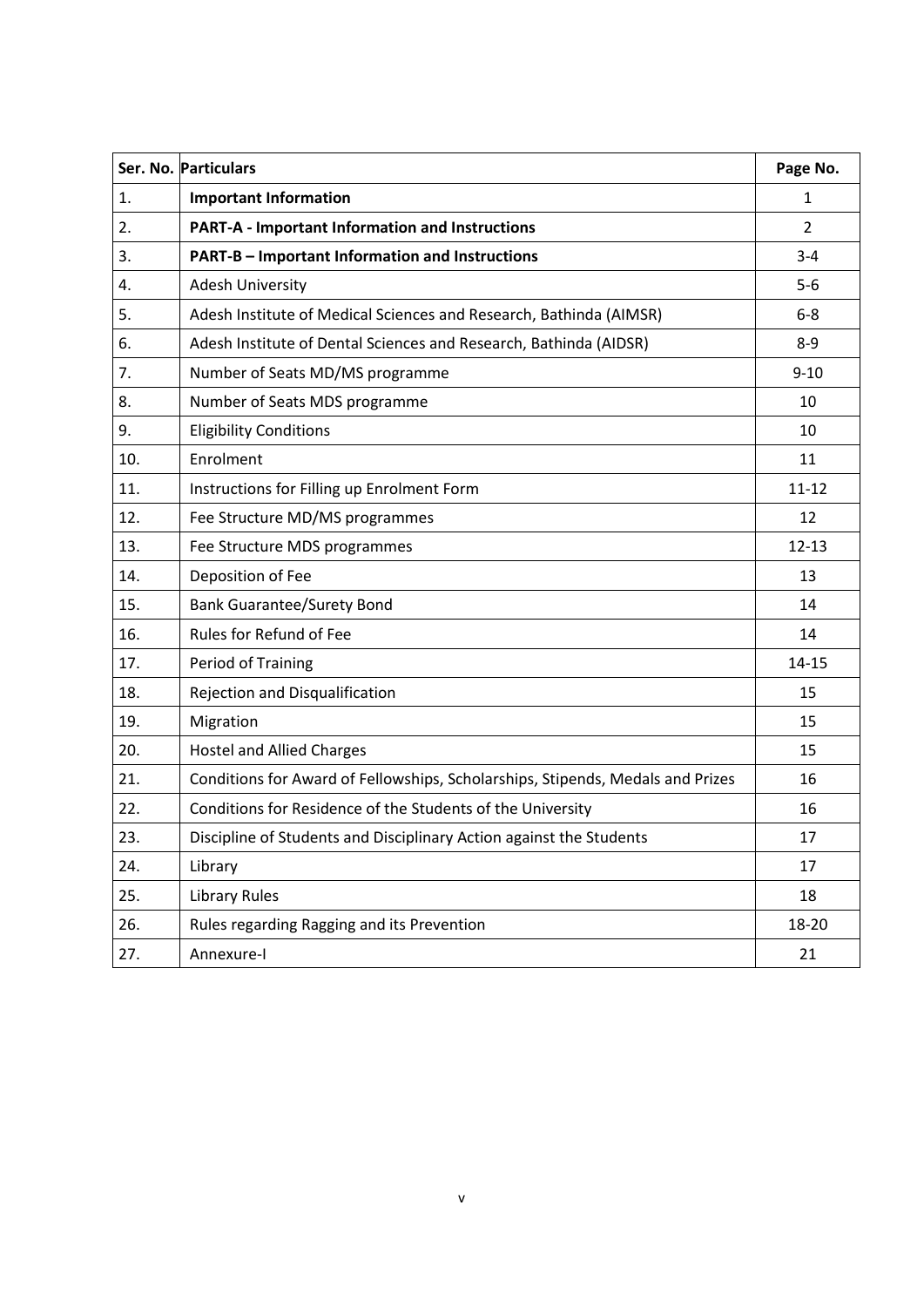| Ser. No. | Particulars | Page No. |
|---|---|---|
| 1. | **Important Information** | 1 |
| 2. | **PART-A - Important Information and Instructions** | 2 |
| 3. | **PART-B – Important Information and Instructions** | 3-4 |
| 4. | Adesh University | 5-6 |
| 5. | Adesh Institute of Medical Sciences and Research, Bathinda (AIMSR) | 6-8 |
| 6. | Adesh Institute of Dental Sciences and Research, Bathinda (AIDSR) | 8-9 |
| 7. | Number of Seats MD/MS programme | 9-10 |
| 8. | Number of Seats MDS programme | 10 |
| 9. | Eligibility Conditions | 10 |
| 10. | Enrolment | 11 |
| 11. | Instructions for Filling up Enrolment Form | 11-12 |
| 12. | Fee Structure MD/MS programmes | 12 |
| 13. | Fee Structure MDS programmes | 12-13 |
| 14. | Deposition of Fee | 13 |
| 15. | Bank Guarantee/Surety Bond | 14 |
| 16. | Rules for Refund of Fee | 14 |
| 17. | Period of Training | 14-15 |
| 18. | Rejection and Disqualification | 15 |
| 19. | Migration | 15 |
| 20. | Hostel and Allied Charges | 15 |
| 21. | Conditions for Award of Fellowships, Scholarships, Stipends, Medals and Prizes | 16 |
| 22. | Conditions for Residence of the Students of the University | 16 |
| 23. | Discipline of Students and Disciplinary Action against the Students | 17 |
| 24. | Library | 17 |
| 25. | Library Rules | 18 |
| 26. | Rules regarding Ragging and its Prevention | 18-20 |
| 27. | Annexure-I | 21 |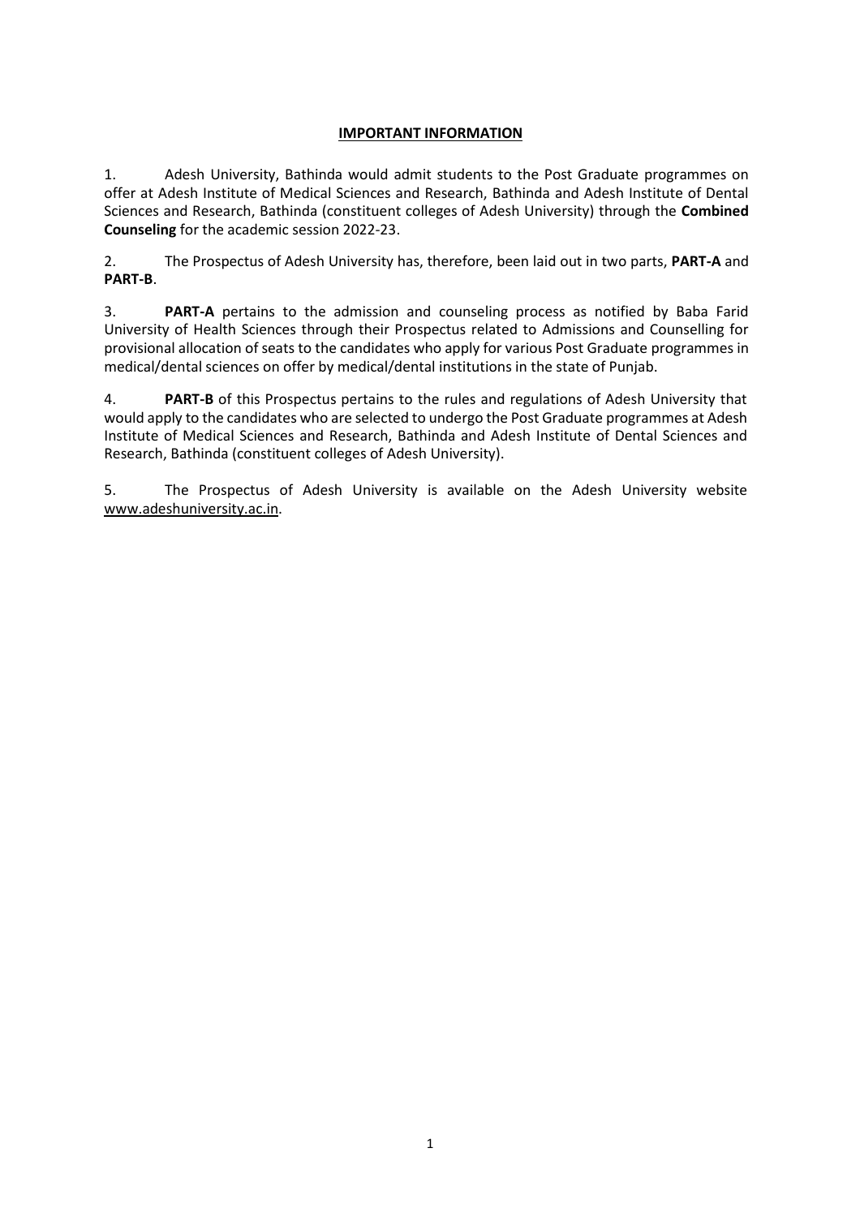## IMPORTANT INFORMATION

1. Adesh University, Bathinda would admit students to the Post Graduate programmes on offer at Adesh Institute of Medical Sciences and Research, Bathinda and Adesh Institute of Dental Sciences and Research, Bathinda (constituent colleges of Adesh University) through the **Combined Counseling** for the academic session 2022-23.

2. The Prospectus of Adesh University has, therefore, been laid out in two parts, **PART-A** and **PART-B**.

3. **PART-A** pertains to the admission and counseling process as notified by Baba Farid University of Health Sciences through their Prospectus related to Admissions and Counselling for provisional allocation of seats to the candidates who apply for various Post Graduate programmes in medical/dental sciences on offer by medical/dental institutions in the state of Punjab.

4. **PART-B** of this Prospectus pertains to the rules and regulations of Adesh University that would apply to the candidates who are selected to undergo the Post Graduate programmes at Adesh Institute of Medical Sciences and Research, Bathinda and Adesh Institute of Dental Sciences and Research, Bathinda (constituent colleges of Adesh University).

5. The Prospectus of Adesh University is available on the Adesh University website www.adeshuniversity.ac.in.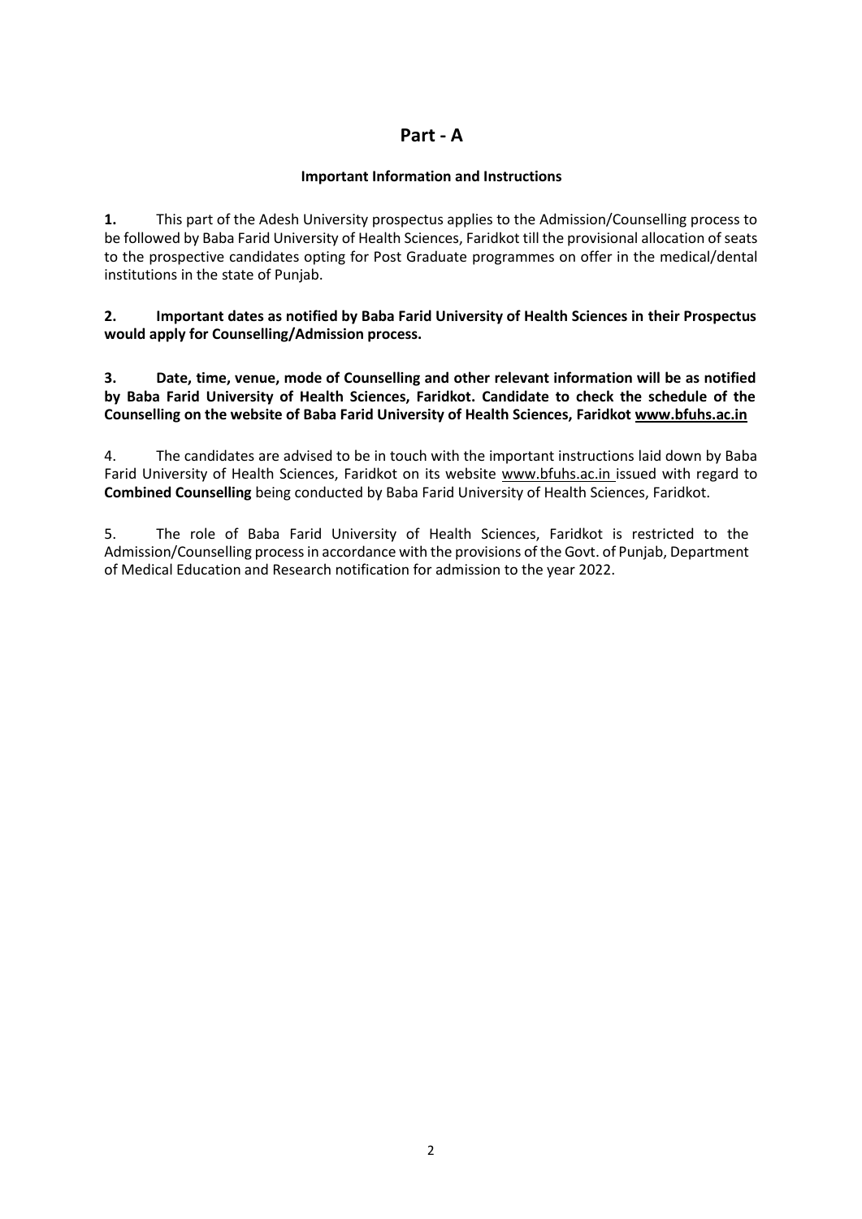# Part - A

**Important Information and Instructions**

**1.** This part of the Adesh University prospectus applies to the Admission/Counselling process to be followed by Baba Farid University of Health Sciences, Faridkot till the provisional allocation of seats to the prospective candidates opting for Post Graduate programmes on offer in the medical/dental institutions in the state of Punjab.

**2. Important dates as notified by Baba Farid University of Health Sciences in their Prospectus would apply for Counselling/Admission process.**

**3. Date, time, venue, mode of Counselling and other relevant information will be as notified by Baba Farid University of Health Sciences, Faridkot. Candidate to check the schedule of the Counselling on the website of Baba Farid University of Health Sciences, Faridkot www.bfuhs.ac.in**

4. The candidates are advised to be in touch with the important instructions laid down by Baba Farid University of Health Sciences, Faridkot on its website www.bfuhs.ac.in issued with regard to **Combined Counselling** being conducted by Baba Farid University of Health Sciences, Faridkot.

5. The role of Baba Farid University of Health Sciences, Faridkot is restricted to the Admission/Counselling process in accordance with the provisions of the Govt. of Punjab, Department of Medical Education and Research notification for admission to the year 2022.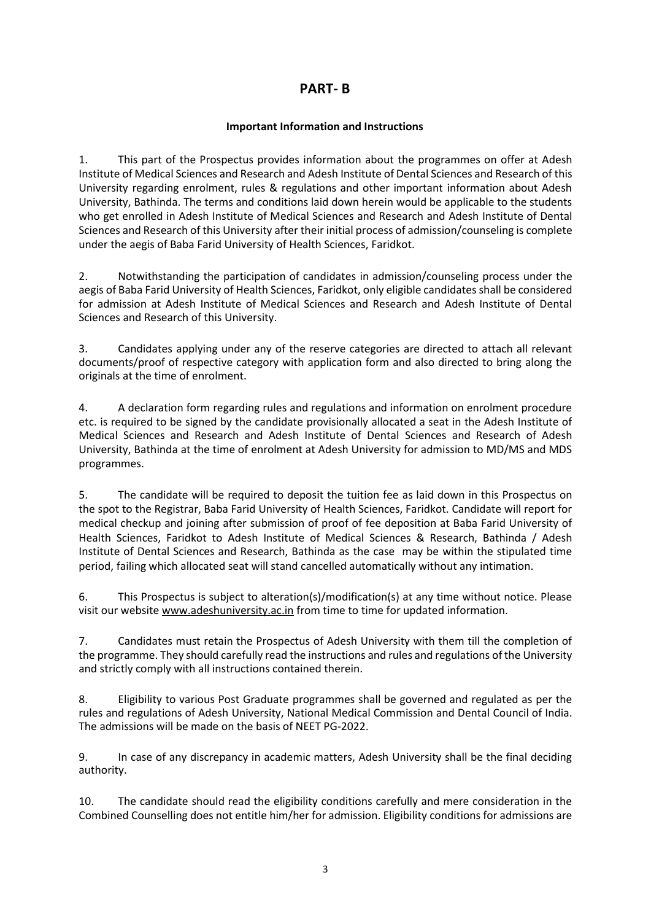# PART- B

### Important Information and Instructions

1. This part of the Prospectus provides information about the programmes on offer at Adesh Institute of Medical Sciences and Research and Adesh Institute of Dental Sciences and Research of this University regarding enrolment, rules & regulations and other important information about Adesh University, Bathinda. The terms and conditions laid down herein would be applicable to the students who get enrolled in Adesh Institute of Medical Sciences and Research and Adesh Institute of Dental Sciences and Research of this University after their initial process of admission/counseling is complete under the aegis of Baba Farid University of Health Sciences, Faridkot.

2. Notwithstanding the participation of candidates in admission/counseling process under the aegis of Baba Farid University of Health Sciences, Faridkot, only eligible candidates shall be considered for admission at Adesh Institute of Medical Sciences and Research and Adesh Institute of Dental Sciences and Research of this University.

3. Candidates applying under any of the reserve categories are directed to attach all relevant documents/proof of respective category with application form and also directed to bring along the originals at the time of enrolment.

4. A declaration form regarding rules and regulations and information on enrolment procedure etc. is required to be signed by the candidate provisionally allocated a seat in the Adesh Institute of Medical Sciences and Research and Adesh Institute of Dental Sciences and Research of Adesh University, Bathinda at the time of enrolment at Adesh University for admission to MD/MS and MDS programmes.

5. The candidate will be required to deposit the tuition fee as laid down in this Prospectus on the spot to the Registrar, Baba Farid University of Health Sciences, Faridkot. Candidate will report for medical checkup and joining after submission of proof of fee deposition at Baba Farid University of Health Sciences, Faridkot to Adesh Institute of Medical Sciences & Research, Bathinda / Adesh Institute of Dental Sciences and Research, Bathinda as the case may be within the stipulated time period, failing which allocated seat will stand cancelled automatically without any intimation.

6. This Prospectus is subject to alteration(s)/modification(s) at any time without notice. Please visit our website www.adeshuniversity.ac.in from time to time for updated information.

7. Candidates must retain the Prospectus of Adesh University with them till the completion of the programme. They should carefully read the instructions and rules and regulations of the University and strictly comply with all instructions contained therein.

8. Eligibility to various Post Graduate programmes shall be governed and regulated as per the rules and regulations of Adesh University, National Medical Commission and Dental Council of India. The admissions will be made on the basis of NEET PG-2022.

9. In case of any discrepancy in academic matters, Adesh University shall be the final deciding authority.

10. The candidate should read the eligibility conditions carefully and mere consideration in the Combined Counselling does not entitle him/her for admission. Eligibility conditions for admissions are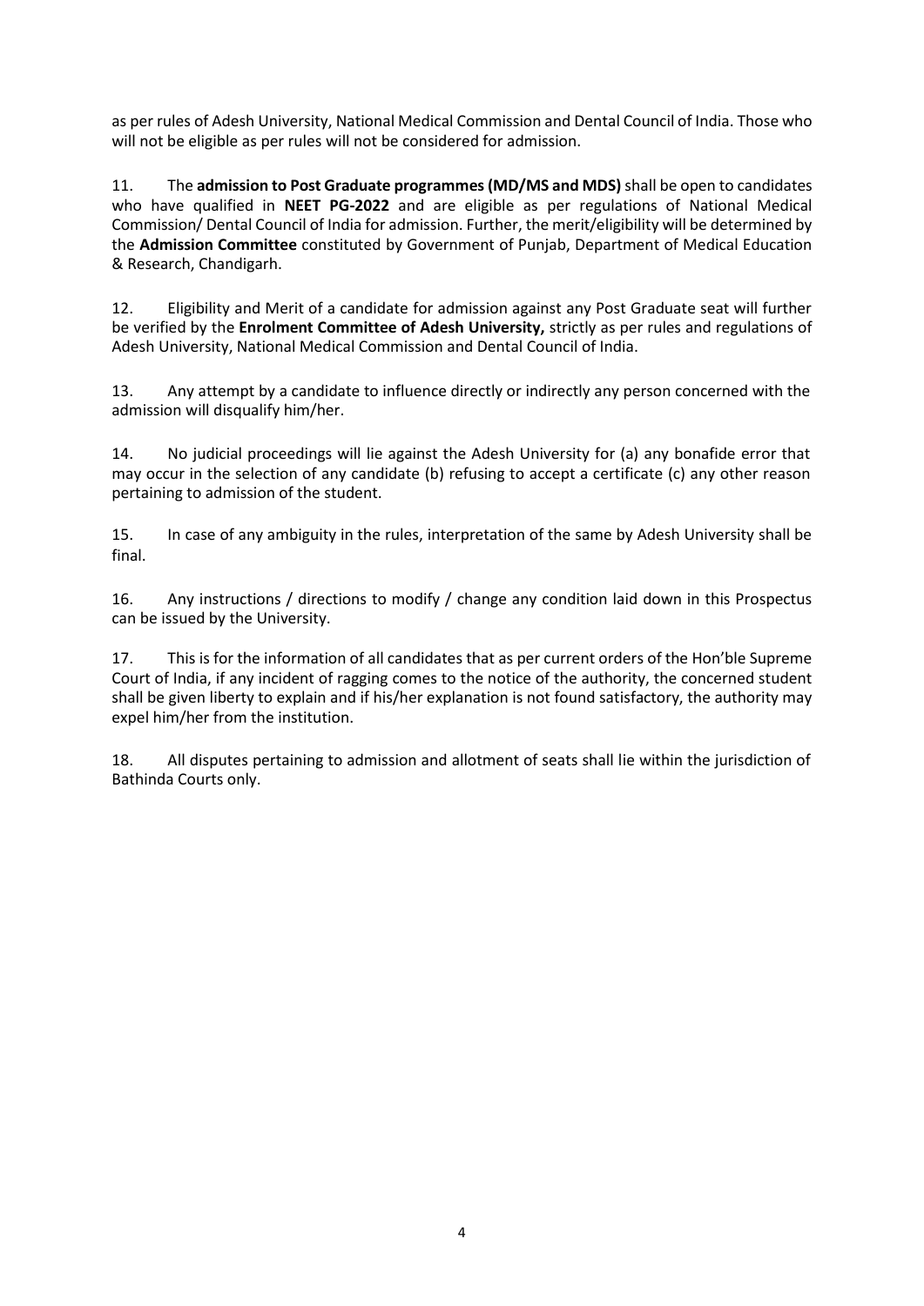as per rules of Adesh University, National Medical Commission and Dental Council of India. Those who will not be eligible as per rules will not be considered for admission.

11. The **admission to Post Graduate programmes (MD/MS and MDS)** shall be open to candidates who have qualified in **NEET PG-2022** and are eligible as per regulations of National Medical Commission/ Dental Council of India for admission. Further, the merit/eligibility will be determined by the **Admission Committee** constituted by Government of Punjab, Department of Medical Education & Research, Chandigarh.

12. Eligibility and Merit of a candidate for admission against any Post Graduate seat will further be verified by the **Enrolment Committee of Adesh University,** strictly as per rules and regulations of Adesh University, National Medical Commission and Dental Council of India.

13. Any attempt by a candidate to influence directly or indirectly any person concerned with the admission will disqualify him/her.

14. No judicial proceedings will lie against the Adesh University for (a) any bonafide error that may occur in the selection of any candidate (b) refusing to accept a certificate (c) any other reason pertaining to admission of the student.

15. In case of any ambiguity in the rules, interpretation of the same by Adesh University shall be final.

16. Any instructions / directions to modify / change any condition laid down in this Prospectus can be issued by the University.

17. This is for the information of all candidates that as per current orders of the Hon'ble Supreme Court of India, if any incident of ragging comes to the notice of the authority, the concerned student shall be given liberty to explain and if his/her explanation is not found satisfactory, the authority may expel him/her from the institution.

18. All disputes pertaining to admission and allotment of seats shall lie within the jurisdiction of Bathinda Courts only.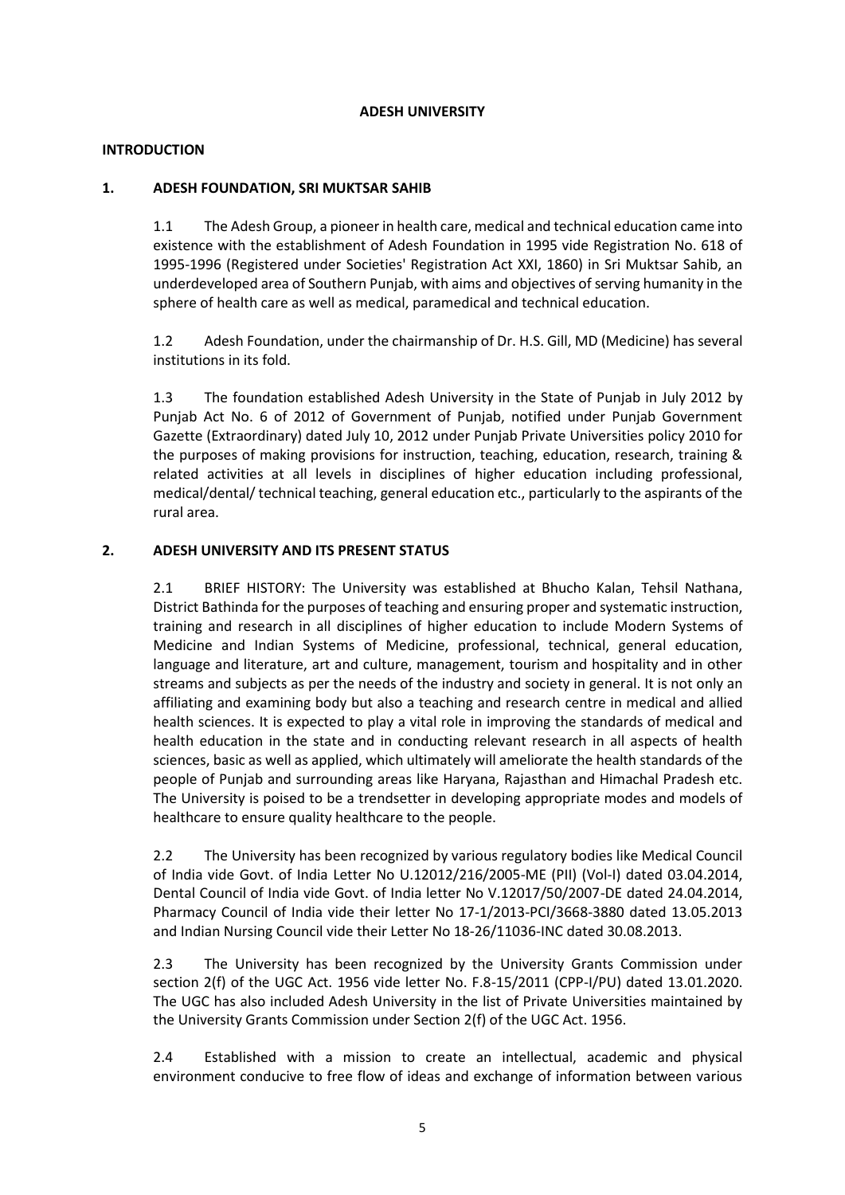# ADESH UNIVERSITY

## INTRODUCTION

### 1. ADESH FOUNDATION, SRI MUKTSAR SAHIB

1.1 The Adesh Group, a pioneer in health care, medical and technical education came into existence with the establishment of Adesh Foundation in 1995 vide Registration No. 618 of 1995-1996 (Registered under Societies' Registration Act XXI, 1860) in Sri Muktsar Sahib, an underdeveloped area of Southern Punjab, with aims and objectives of serving humanity in the sphere of health care as well as medical, paramedical and technical education.

1.2 Adesh Foundation, under the chairmanship of Dr. H.S. Gill, MD (Medicine) has several institutions in its fold.

1.3 The foundation established Adesh University in the State of Punjab in July 2012 by Punjab Act No. 6 of 2012 of Government of Punjab, notified under Punjab Government Gazette (Extraordinary) dated July 10, 2012 under Punjab Private Universities policy 2010 for the purposes of making provisions for instruction, teaching, education, research, training & related activities at all levels in disciplines of higher education including professional, medical/dental/ technical teaching, general education etc., particularly to the aspirants of the rural area.

### 2. ADESH UNIVERSITY AND ITS PRESENT STATUS

2.1 BRIEF HISTORY: The University was established at Bhucho Kalan, Tehsil Nathana, District Bathinda for the purposes of teaching and ensuring proper and systematic instruction, training and research in all disciplines of higher education to include Modern Systems of Medicine and Indian Systems of Medicine, professional, technical, general education, language and literature, art and culture, management, tourism and hospitality and in other streams and subjects as per the needs of the industry and society in general. It is not only an affiliating and examining body but also a teaching and research centre in medical and allied health sciences. It is expected to play a vital role in improving the standards of medical and health education in the state and in conducting relevant research in all aspects of health sciences, basic as well as applied, which ultimately will ameliorate the health standards of the people of Punjab and surrounding areas like Haryana, Rajasthan and Himachal Pradesh etc. The University is poised to be a trendsetter in developing appropriate modes and models of healthcare to ensure quality healthcare to the people.

2.2 The University has been recognized by various regulatory bodies like Medical Council of India vide Govt. of India Letter No U.12012/216/2005-ME (PII) (Vol-I) dated 03.04.2014, Dental Council of India vide Govt. of India letter No V.12017/50/2007-DE dated 24.04.2014, Pharmacy Council of India vide their letter No 17-1/2013-PCI/3668-3880 dated 13.05.2013 and Indian Nursing Council vide their Letter No 18-26/11036-INC dated 30.08.2013.

2.3 The University has been recognized by the University Grants Commission under section 2(f) of the UGC Act. 1956 vide letter No. F.8-15/2011 (CPP-I/PU) dated 13.01.2020. The UGC has also included Adesh University in the list of Private Universities maintained by the University Grants Commission under Section 2(f) of the UGC Act. 1956.

2.4 Established with a mission to create an intellectual, academic and physical environment conducive to free flow of ideas and exchange of information between various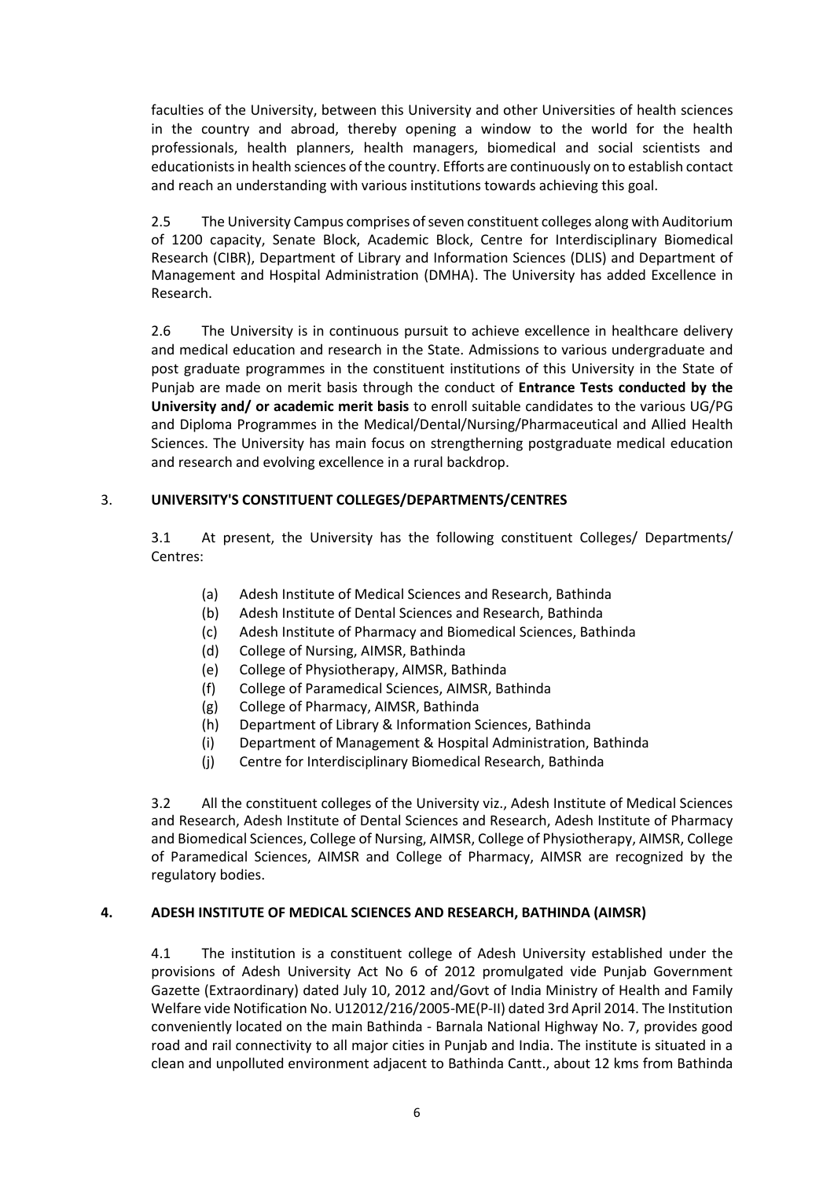faculties of the University, between this University and other Universities of health sciences in the country and abroad, thereby opening a window to the world for the health professionals, health planners, health managers, biomedical and social scientists and educationists in health sciences of the country. Efforts are continuously on to establish contact and reach an understanding with various institutions towards achieving this goal.

2.5 The University Campus comprises of seven constituent colleges along with Auditorium of 1200 capacity, Senate Block, Academic Block, Centre for Interdisciplinary Biomedical Research (CIBR), Department of Library and Information Sciences (DLIS) and Department of Management and Hospital Administration (DMHA). The University has added Excellence in Research.

2.6 The University is in continuous pursuit to achieve excellence in healthcare delivery and medical education and research in the State. Admissions to various undergraduate and post graduate programmes in the constituent institutions of this University in the State of Punjab are made on merit basis through the conduct of **Entrance Tests conducted by the University and/ or academic merit basis** to enroll suitable candidates to the various UG/PG and Diploma Programmes in the Medical/Dental/Nursing/Pharmaceutical and Allied Health Sciences. The University has main focus on strengthening postgraduate medical education and research and evolving excellence in a rural backdrop.

## 3. UNIVERSITY'S CONSTITUENT COLLEGES/DEPARTMENTS/CENTRES

3.1 At present, the University has the following constituent Colleges/ Departments/ Centres:

- (a) Adesh Institute of Medical Sciences and Research, Bathinda
- (b) Adesh Institute of Dental Sciences and Research, Bathinda
- (c) Adesh Institute of Pharmacy and Biomedical Sciences, Bathinda
- (d) College of Nursing, AIMSR, Bathinda
- (e) College of Physiotherapy, AIMSR, Bathinda
- (f) College of Paramedical Sciences, AIMSR, Bathinda
- (g) College of Pharmacy, AIMSR, Bathinda
- (h) Department of Library & Information Sciences, Bathinda
- (i) Department of Management & Hospital Administration, Bathinda
- (j) Centre for Interdisciplinary Biomedical Research, Bathinda

3.2 All the constituent colleges of the University viz., Adesh Institute of Medical Sciences and Research, Adesh Institute of Dental Sciences and Research, Adesh Institute of Pharmacy and Biomedical Sciences, College of Nursing, AIMSR, College of Physiotherapy, AIMSR, College of Paramedical Sciences, AIMSR and College of Pharmacy, AIMSR are recognized by the regulatory bodies.

## 4. ADESH INSTITUTE OF MEDICAL SCIENCES AND RESEARCH, BATHINDA (AIMSR)

4.1 The institution is a constituent college of Adesh University established under the provisions of Adesh University Act No 6 of 2012 promulgated vide Punjab Government Gazette (Extraordinary) dated July 10, 2012 and/Govt of India Ministry of Health and Family Welfare vide Notification No. U12012/216/2005-ME(P-II) dated 3rd April 2014. The Institution conveniently located on the main Bathinda - Barnala National Highway No. 7, provides good road and rail connectivity to all major cities in Punjab and India. The institute is situated in a clean and unpolluted environment adjacent to Bathinda Cantt., about 12 kms from Bathinda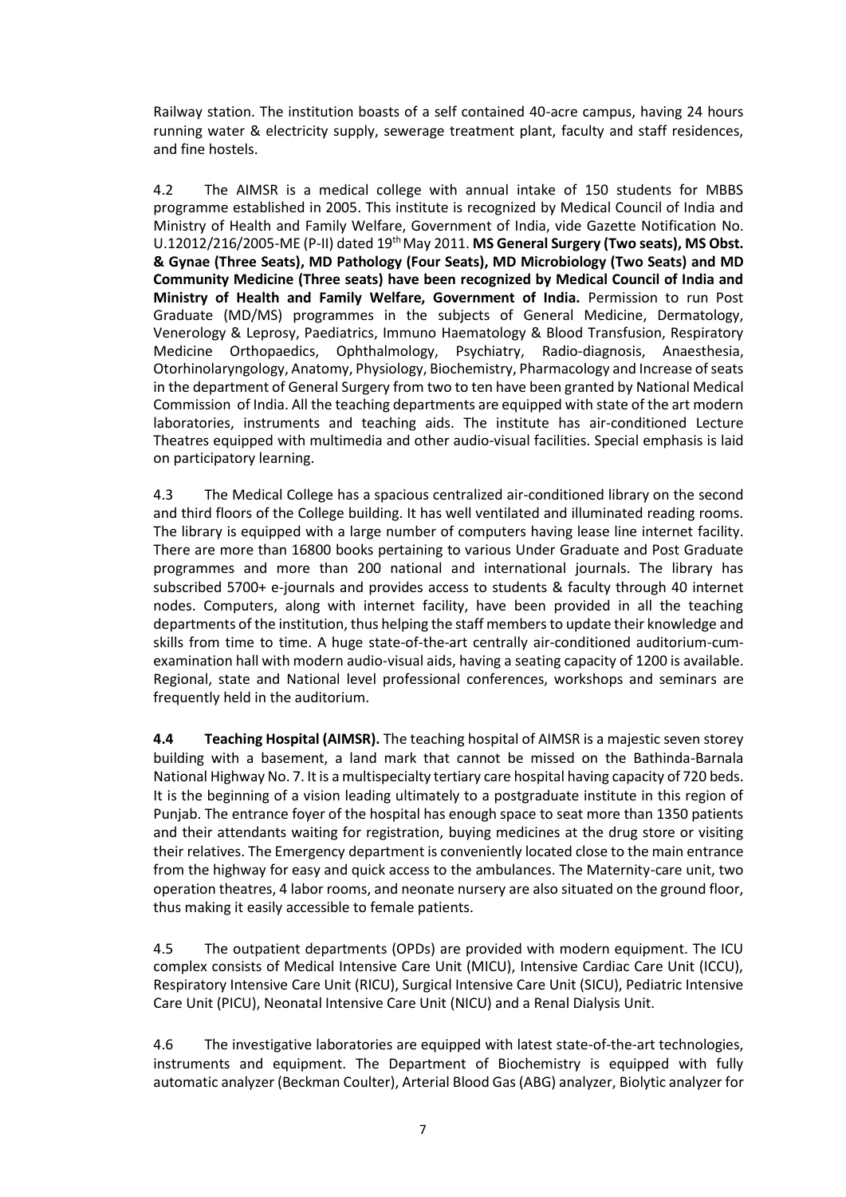Railway station. The institution boasts of a self contained 40-acre campus, having 24 hours running water & electricity supply, sewerage treatment plant, faculty and staff residences, and fine hostels.

4.2 The AIMSR is a medical college with annual intake of 150 students for MBBS programme established in 2005. This institute is recognized by Medical Council of India and Ministry of Health and Family Welfare, Government of India, vide Gazette Notification No. U.12012/216/2005-ME (P-II) dated 19th May 2011. **MS General Surgery (Two seats), MS Obst. & Gynae (Three Seats), MD Pathology (Four Seats), MD Microbiology (Two Seats) and MD Community Medicine (Three seats) have been recognized by Medical Council of India and Ministry of Health and Family Welfare, Government of India.** Permission to run Post Graduate (MD/MS) programmes in the subjects of General Medicine, Dermatology, Venerology & Leprosy, Paediatrics, Immuno Haematology & Blood Transfusion, Respiratory Medicine Orthopaedics, Ophthalmology, Psychiatry, Radio-diagnosis, Anaesthesia, Otorhinolaryngology, Anatomy, Physiology, Biochemistry, Pharmacology and Increase of seats in the department of General Surgery from two to ten have been granted by National Medical Commission of India. All the teaching departments are equipped with state of the art modern laboratories, instruments and teaching aids. The institute has air-conditioned Lecture Theatres equipped with multimedia and other audio-visual facilities. Special emphasis is laid on participatory learning.

4.3 The Medical College has a spacious centralized air-conditioned library on the second and third floors of the College building. It has well ventilated and illuminated reading rooms. The library is equipped with a large number of computers having lease line internet facility. There are more than 16800 books pertaining to various Under Graduate and Post Graduate programmes and more than 200 national and international journals. The library has subscribed 5700+ e-journals and provides access to students & faculty through 40 internet nodes. Computers, along with internet facility, have been provided in all the teaching departments of the institution, thus helping the staff members to update their knowledge and skills from time to time. A huge state-of-the-art centrally air-conditioned auditorium-cum-examination hall with modern audio-visual aids, having a seating capacity of 1200 is available. Regional, state and National level professional conferences, workshops and seminars are frequently held in the auditorium.

**4.4 Teaching Hospital (AIMSR).** The teaching hospital of AIMSR is a majestic seven storey building with a basement, a land mark that cannot be missed on the Bathinda-Barnala National Highway No. 7. It is a multispecialty tertiary care hospital having capacity of 720 beds. It is the beginning of a vision leading ultimately to a postgraduate institute in this region of Punjab. The entrance foyer of the hospital has enough space to seat more than 1350 patients and their attendants waiting for registration, buying medicines at the drug store or visiting their relatives. The Emergency department is conveniently located close to the main entrance from the highway for easy and quick access to the ambulances. The Maternity-care unit, two operation theatres, 4 labor rooms, and neonate nursery are also situated on the ground floor, thus making it easily accessible to female patients.

4.5 The outpatient departments (OPDs) are provided with modern equipment. The ICU complex consists of Medical Intensive Care Unit (MICU), Intensive Cardiac Care Unit (ICCU), Respiratory Intensive Care Unit (RICU), Surgical Intensive Care Unit (SICU), Pediatric Intensive Care Unit (PICU), Neonatal Intensive Care Unit (NICU) and a Renal Dialysis Unit.

4.6 The investigative laboratories are equipped with latest state-of-the-art technologies, instruments and equipment. The Department of Biochemistry is equipped with fully automatic analyzer (Beckman Coulter), Arterial Blood Gas (ABG) analyzer, Biolytic analyzer for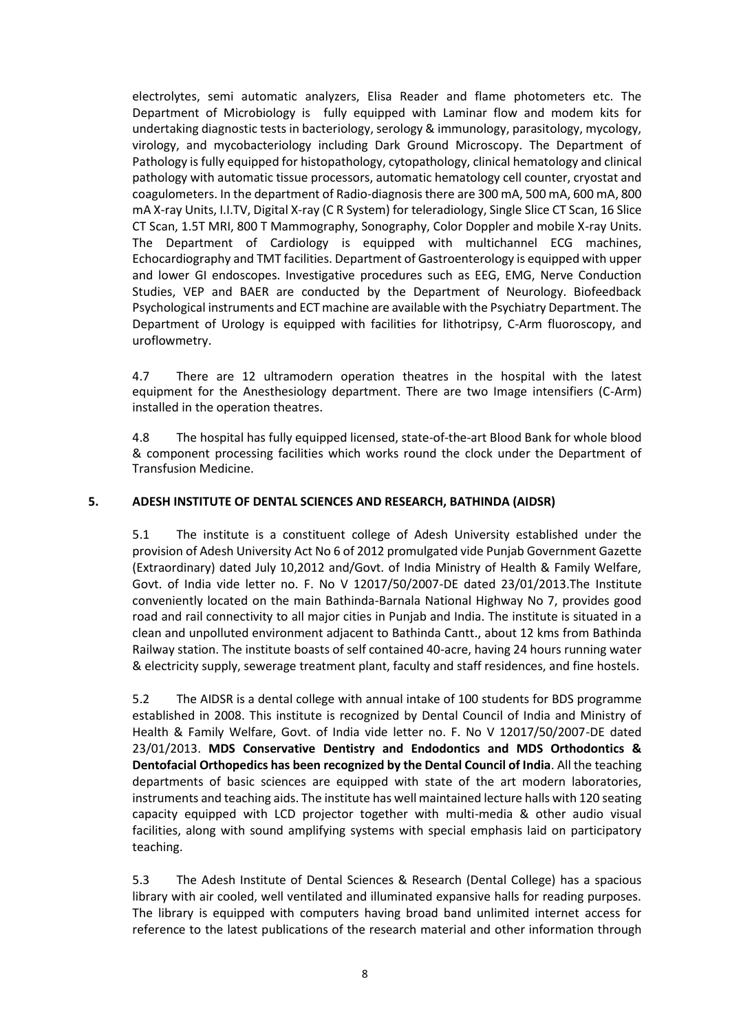electrolytes, semi automatic analyzers, Elisa Reader and flame photometers etc. The Department of Microbiology is fully equipped with Laminar flow and modem kits for undertaking diagnostic tests in bacteriology, serology & immunology, parasitology, mycology, virology, and mycobacteriology including Dark Ground Microscopy. The Department of Pathology is fully equipped for histopathology, cytopathology, clinical hematology and clinical pathology with automatic tissue processors, automatic hematology cell counter, cryostat and coagulometers. In the department of Radio-diagnosis there are 300 mA, 500 mA, 600 mA, 800 mA X-ray Units, I.I.TV, Digital X-ray (C R System) for teleradiology, Single Slice CT Scan, 16 Slice CT Scan, 1.5T MRI, 800 T Mammography, Sonography, Color Doppler and mobile X-ray Units. The Department of Cardiology is equipped with multichannel ECG machines, Echocardiography and TMT facilities. Department of Gastroenterology is equipped with upper and lower GI endoscopes. Investigative procedures such as EEG, EMG, Nerve Conduction Studies, VEP and BAER are conducted by the Department of Neurology. Biofeedback Psychological instruments and ECT machine are available with the Psychiatry Department. The Department of Urology is equipped with facilities for lithotripsy, C-Arm fluoroscopy, and uroflowmetry.

4.7 There are 12 ultramodern operation theatres in the hospital with the latest equipment for the Anesthesiology department. There are two Image intensifiers (C-Arm) installed in the operation theatres.

4.8 The hospital has fully equipped licensed, state-of-the-art Blood Bank for whole blood & component processing facilities which works round the clock under the Department of Transfusion Medicine.

## 5. ADESH INSTITUTE OF DENTAL SCIENCES AND RESEARCH, BATHINDA (AIDSR)

5.1 The institute is a constituent college of Adesh University established under the provision of Adesh University Act No 6 of 2012 promulgated vide Punjab Government Gazette (Extraordinary) dated July 10,2012 and/Govt. of India Ministry of Health & Family Welfare, Govt. of India vide letter no. F. No V 12017/50/2007-DE dated 23/01/2013.The Institute conveniently located on the main Bathinda-Barnala National Highway No 7, provides good road and rail connectivity to all major cities in Punjab and India. The institute is situated in a clean and unpolluted environment adjacent to Bathinda Cantt., about 12 kms from Bathinda Railway station. The institute boasts of self contained 40-acre, having 24 hours running water & electricity supply, sewerage treatment plant, faculty and staff residences, and fine hostels.

5.2 The AIDSR is a dental college with annual intake of 100 students for BDS programme established in 2008. This institute is recognized by Dental Council of India and Ministry of Health & Family Welfare, Govt. of India vide letter no. F. No V 12017/50/2007-DE dated 23/01/2013. **MDS Conservative Dentistry and Endodontics and MDS Orthodontics & Dentofacial Orthopedics has been recognized by the Dental Council of India**. All the teaching departments of basic sciences are equipped with state of the art modern laboratories, instruments and teaching aids. The institute has well maintained lecture halls with 120 seating capacity equipped with LCD projector together with multi-media & other audio visual facilities, along with sound amplifying systems with special emphasis laid on participatory teaching.

5.3 The Adesh Institute of Dental Sciences & Research (Dental College) has a spacious library with air cooled, well ventilated and illuminated expansive halls for reading purposes. The library is equipped with computers having broad band unlimited internet access for reference to the latest publications of the research material and other information through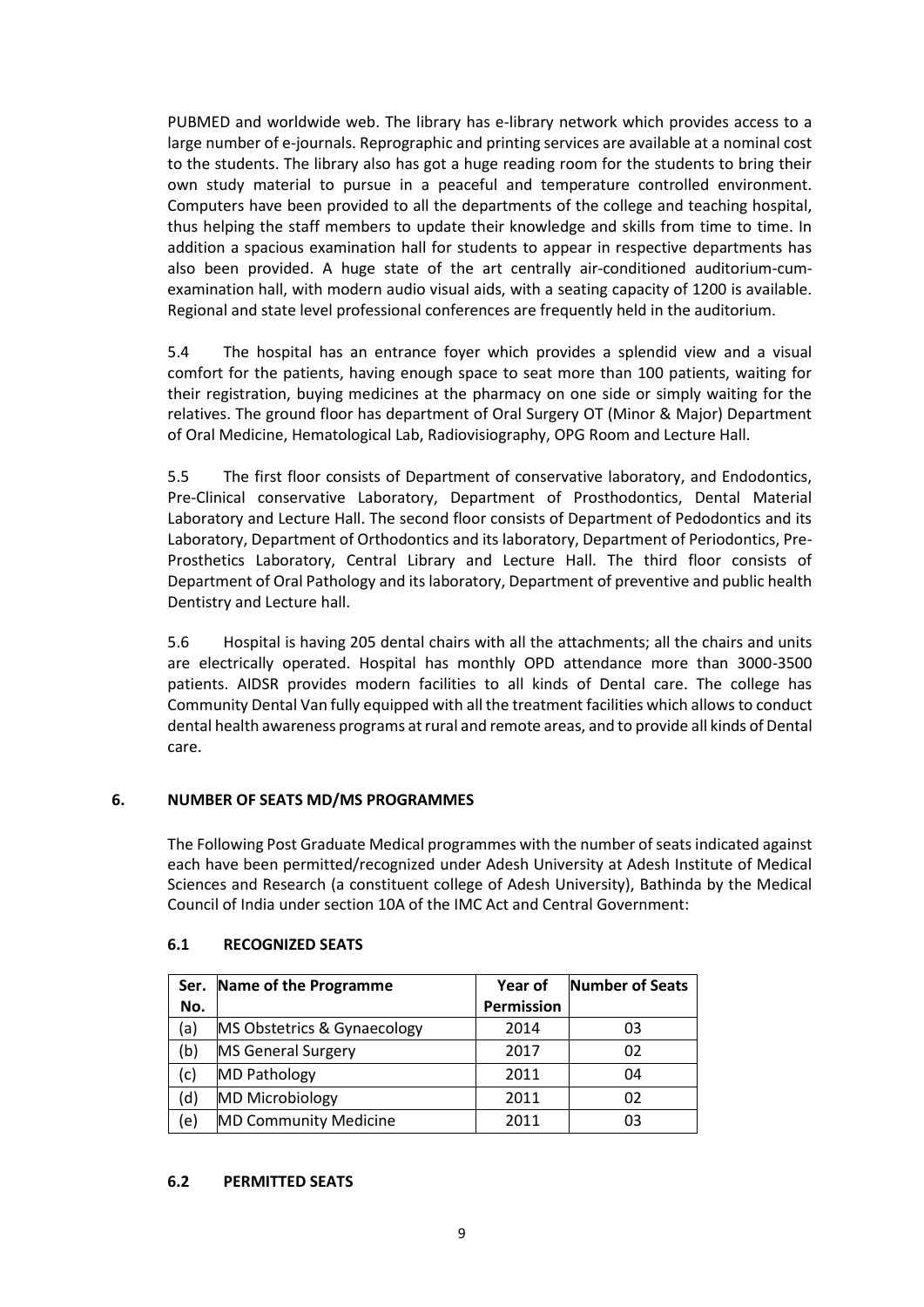PUBMED and worldwide web. The library has e-library network which provides access to a large number of e-journals. Reprographic and printing services are available at a nominal cost to the students. The library also has got a huge reading room for the students to bring their own study material to pursue in a peaceful and temperature controlled environment. Computers have been provided to all the departments of the college and teaching hospital, thus helping the staff members to update their knowledge and skills from time to time. In addition a spacious examination hall for students to appear in respective departments has also been provided. A huge state of the art centrally air-conditioned auditorium-cum-examination hall, with modern audio visual aids, with a seating capacity of 1200 is available. Regional and state level professional conferences are frequently held in the auditorium.

5.4 The hospital has an entrance foyer which provides a splendid view and a visual comfort for the patients, having enough space to seat more than 100 patients, waiting for their registration, buying medicines at the pharmacy on one side or simply waiting for the relatives. The ground floor has department of Oral Surgery OT (Minor & Major) Department of Oral Medicine, Hematological Lab, Radiovisiography, OPG Room and Lecture Hall.

5.5 The first floor consists of Department of conservative laboratory, and Endodontics, Pre-Clinical conservative Laboratory, Department of Prosthodontics, Dental Material Laboratory and Lecture Hall. The second floor consists of Department of Pedodontics and its Laboratory, Department of Orthodontics and its laboratory, Department of Periodontics, Pre-Prosthetics Laboratory, Central Library and Lecture Hall. The third floor consists of Department of Oral Pathology and its laboratory, Department of preventive and public health Dentistry and Lecture hall.

5.6 Hospital is having 205 dental chairs with all the attachments; all the chairs and units are electrically operated. Hospital has monthly OPD attendance more than 3000-3500 patients. AIDSR provides modern facilities to all kinds of Dental care. The college has Community Dental Van fully equipped with all the treatment facilities which allows to conduct dental health awareness programs at rural and remote areas, and to provide all kinds of Dental care.

## 6. NUMBER OF SEATS MD/MS PROGRAMMES

The Following Post Graduate Medical programmes with the number of seats indicated against each have been permitted/recognized under Adesh University at Adesh Institute of Medical Sciences and Research (a constituent college of Adesh University), Bathinda by the Medical Council of India under section 10A of the IMC Act and Central Government:

### 6.1 RECOGNIZED SEATS

| Ser. No. | Name of the Programme | Year of Permission | Number of Seats |
|---|---|---|---|
| (a) | MS Obstetrics & Gynaecology | 2014 | 03 |
| (b) | MS General Surgery | 2017 | 02 |
| (c) | MD Pathology | 2011 | 04 |
| (d) | MD Microbiology | 2011 | 02 |
| (e) | MD Community Medicine | 2011 | 03 |

### 6.2 PERMITTED SEATS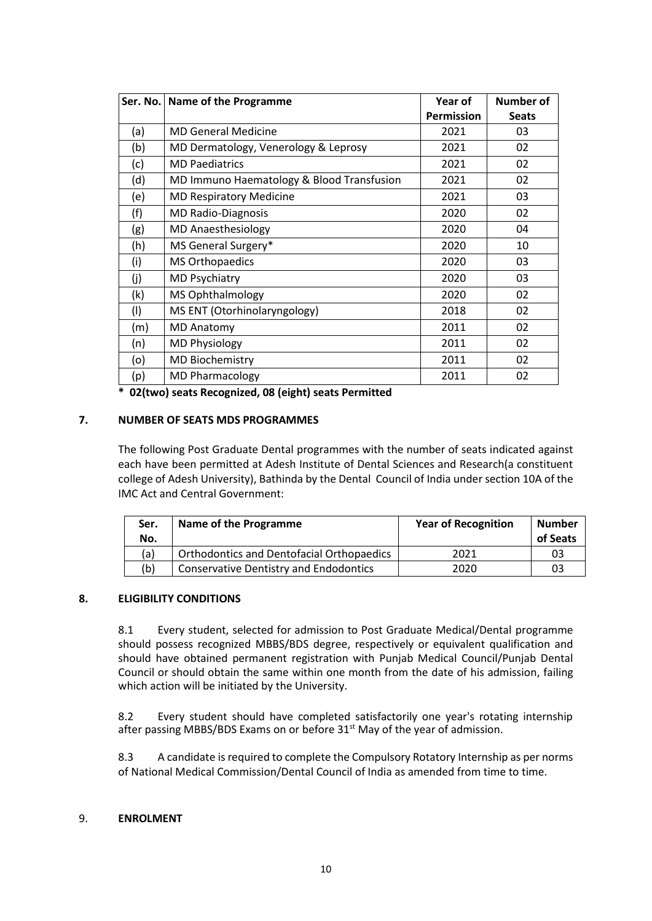| Ser. No. | Name of the Programme | Year of Permission | Number of Seats |
|---|---|---|---|
| (a) | MD General Medicine | 2021 | 03 |
| (b) | MD Dermatology, Venerology & Leprosy | 2021 | 02 |
| (c) | MD Paediatrics | 2021 | 02 |
| (d) | MD Immuno Haematology & Blood Transfusion | 2021 | 02 |
| (e) | MD Respiratory Medicine | 2021 | 03 |
| (f) | MD Radio-Diagnosis | 2020 | 02 |
| (g) | MD Anaesthesiology | 2020 | 04 |
| (h) | MS General Surgery* | 2020 | 10 |
| (i) | MS Orthopaedics | 2020 | 03 |
| (j) | MD Psychiatry | 2020 | 03 |
| (k) | MS Ophthalmology | 2020 | 02 |
| (l) | MS ENT (Otorhinolaryngology) | 2018 | 02 |
| (m) | MD Anatomy | 2011 | 02 |
| (n) | MD Physiology | 2011 | 02 |
| (o) | MD Biochemistry | 2011 | 02 |
| (p) | MD Pharmacology | 2011 | 02 |

**\* 02(two) seats Recognized, 08 (eight) seats Permitted**

## 7. NUMBER OF SEATS MDS PROGRAMMES

The following Post Graduate Dental programmes with the number of seats indicated against each have been permitted at Adesh Institute of Dental Sciences and Research(a constituent college of Adesh University), Bathinda by the Dental Council of India under section 10A of the IMC Act and Central Government:

| Ser. No. | Name of the Programme | Year of Recognition | Number of Seats |
|---|---|---|---|
| (a) | Orthodontics and Dentofacial Orthopaedics | 2021 | 03 |
| (b) | Conservative Dentistry and Endodontics | 2020 | 03 |

## 8. ELIGIBILITY CONDITIONS

8.1 Every student, selected for admission to Post Graduate Medical/Dental programme should possess recognized MBBS/BDS degree, respectively or equivalent qualification and should have obtained permanent registration with Punjab Medical Council/Punjab Dental Council or should obtain the same within one month from the date of his admission, failing which action will be initiated by the University.

8.2 Every student should have completed satisfactorily one year's rotating internship after passing MBBS/BDS Exams on or before 31st May of the year of admission.

8.3 A candidate is required to complete the Compulsory Rotatory Internship as per norms of National Medical Commission/Dental Council of India as amended from time to time.

## 9. ENROLMENT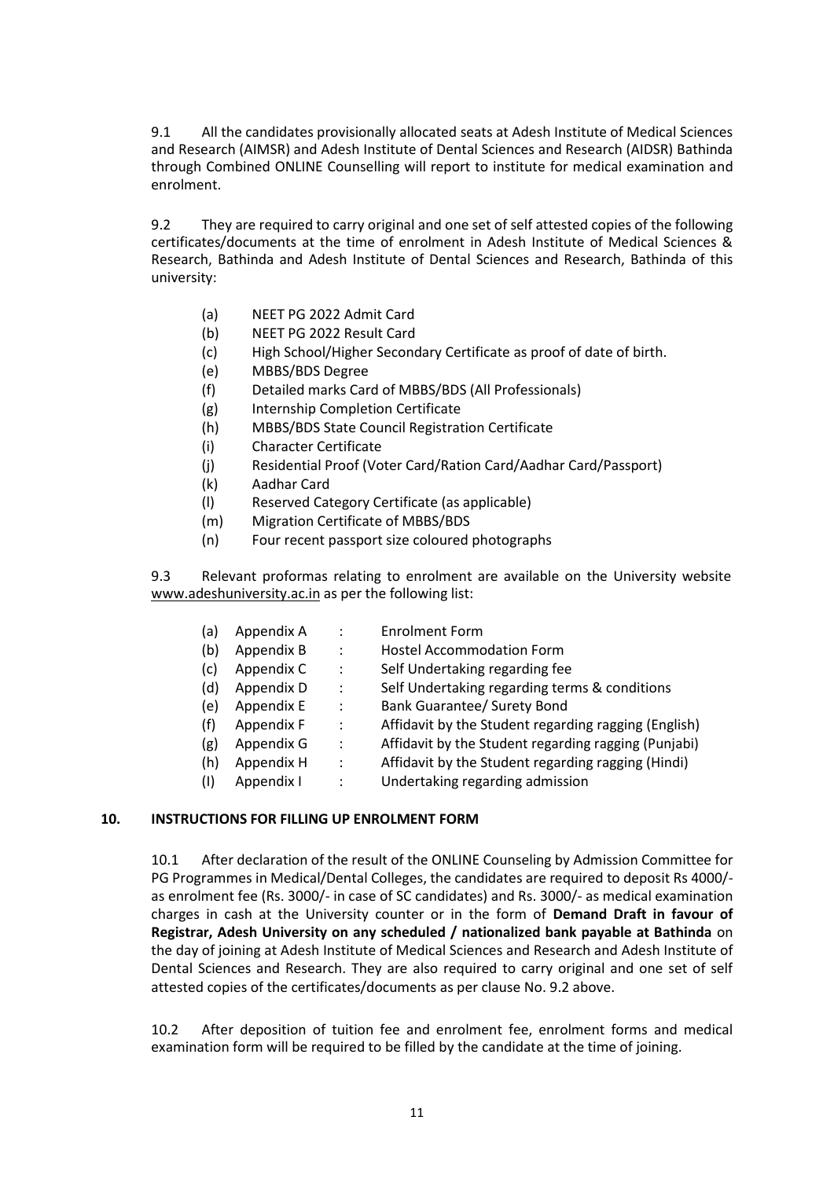9.1 All the candidates provisionally allocated seats at Adesh Institute of Medical Sciences and Research (AIMSR) and Adesh Institute of Dental Sciences and Research (AIDSR) Bathinda through Combined ONLINE Counselling will report to institute for medical examination and enrolment.

9.2 They are required to carry original and one set of self attested copies of the following certificates/documents at the time of enrolment in Adesh Institute of Medical Sciences & Research, Bathinda and Adesh Institute of Dental Sciences and Research, Bathinda of this university:

- (a) NEET PG 2022 Admit Card
- (b) NEET PG 2022 Result Card
- (c) High School/Higher Secondary Certificate as proof of date of birth.
- (e) MBBS/BDS Degree
- (f) Detailed marks Card of MBBS/BDS (All Professionals)
- (g) Internship Completion Certificate
- (h) MBBS/BDS State Council Registration Certificate
- (i) Character Certificate
- (j) Residential Proof (Voter Card/Ration Card/Aadhar Card/Passport)
- (k) Aadhar Card
- (l) Reserved Category Certificate (as applicable)
- (m) Migration Certificate of MBBS/BDS
- (n) Four recent passport size coloured photographs

9.3 Relevant proformas relating to enrolment are available on the University website www.adeshuniversity.ac.in as per the following list:

- (a) Appendix A : Enrolment Form
- (b) Appendix B : Hostel Accommodation Form
- (c) Appendix C : Self Undertaking regarding fee
- (d) Appendix D : Self Undertaking regarding terms & conditions
- (e) Appendix E : Bank Guarantee/ Surety Bond
- (f) Appendix F : Affidavit by the Student regarding ragging (English)
- (g) Appendix G : Affidavit by the Student regarding ragging (Punjabi)
- (h) Appendix H : Affidavit by the Student regarding ragging (Hindi)
- (I) Appendix I : Undertaking regarding admission

## 10. INSTRUCTIONS FOR FILLING UP ENROLMENT FORM

10.1 After declaration of the result of the ONLINE Counseling by Admission Committee for PG Programmes in Medical/Dental Colleges, the candidates are required to deposit Rs 4000/- as enrolment fee (Rs. 3000/- in case of SC candidates) and Rs. 3000/- as medical examination charges in cash at the University counter or in the form of **Demand Draft in favour of Registrar, Adesh University on any scheduled / nationalized bank payable at Bathinda** on the day of joining at Adesh Institute of Medical Sciences and Research and Adesh Institute of Dental Sciences and Research. They are also required to carry original and one set of self attested copies of the certificates/documents as per clause No. 9.2 above.

10.2 After deposition of tuition fee and enrolment fee, enrolment forms and medical examination form will be required to be filled by the candidate at the time of joining.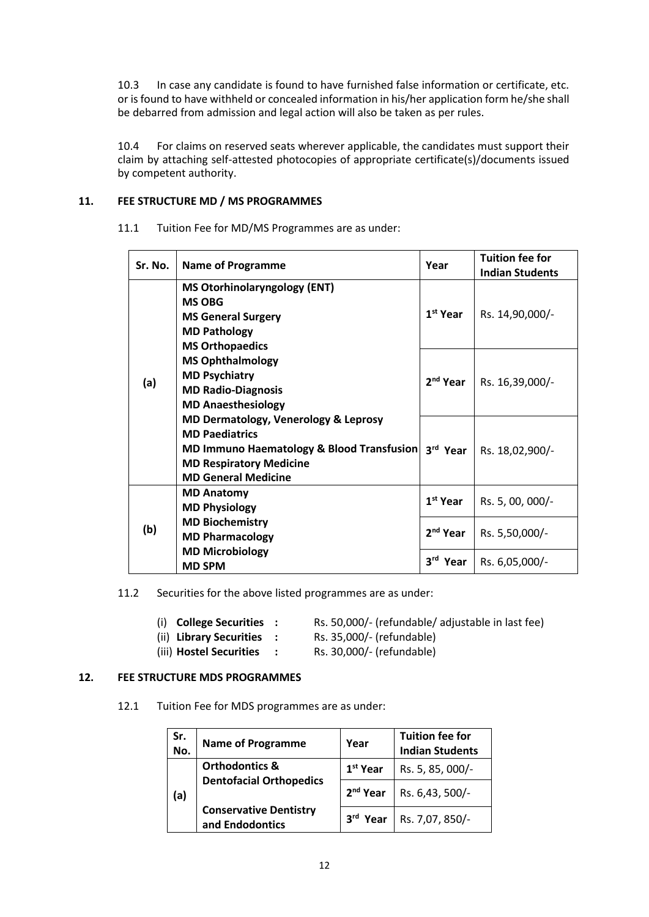10.3 In case any candidate is found to have furnished false information or certificate, etc. or is found to have withheld or concealed information in his/her application form he/she shall be debarred from admission and legal action will also be taken as per rules.

10.4 For claims on reserved seats wherever applicable, the candidates must support their claim by attaching self-attested photocopies of appropriate certificate(s)/documents issued by competent authority.

## 11. FEE STRUCTURE MD / MS PROGRAMMES

11.1 Tuition Fee for MD/MS Programmes are as under:

| Sr. No. | Name of Programme | Year | Tuition fee for Indian Students |
|---|---|---|---|
| (a) | **MS Otorhinolaryngology (ENT)**<br>**MS OBG**<br>**MS General Surgery**<br>**MD Pathology**<br>**MS Orthopaedics**<br>**MS Ophthalmology**<br>**MD Psychiatry**<br>**MD Radio-Diagnosis**<br>**MD Anaesthesiology**<br>**MD Dermatology, Venerology & Leprosy**<br>**MD Paediatrics**<br>**MD Immuno Haematology & Blood Transfusion**<br>**MD Respiratory Medicine**<br>**MD General Medicine** | **1st Year** | Rs. 14,90,000/- |
| | | **2nd Year** | Rs. 16,39,000/- |
| | | **3rd Year** | Rs. 18,02,900/- |
| (b) | **MD Anatomy**<br>**MD Physiology**<br>**MD Biochemistry**<br>**MD Pharmacology**<br>**MD Microbiology**<br>**MD SPM** | **1st Year** | Rs. 5, 00, 000/- |
| | | **2nd Year** | Rs. 5,50,000/- |
| | | **3rd Year** | Rs. 6,05,000/- |

11.2 Securities for the above listed programmes are as under:

(i) **College Securities :** Rs. 50,000/- (refundable/ adjustable in last fee)
(ii) **Library Securities :** Rs. 35,000/- (refundable)
(iii) **Hostel Securities :** Rs. 30,000/- (refundable)

## 12. FEE STRUCTURE MDS PROGRAMMES

12.1 Tuition Fee for MDS programmes are as under:

| Sr. No. | Name of Programme | Year | Tuition fee for Indian Students |
|---|---|---|---|
| (a) | **Orthodontics & Dentofacial Orthopedics**<br><br>**Conservative Dentistry and Endodontics** | **1st Year** | Rs. 5, 85, 000/- |
| | | **2nd Year** | Rs. 6,43, 500/- |
| | | **3rd Year** | Rs. 7,07, 850/- |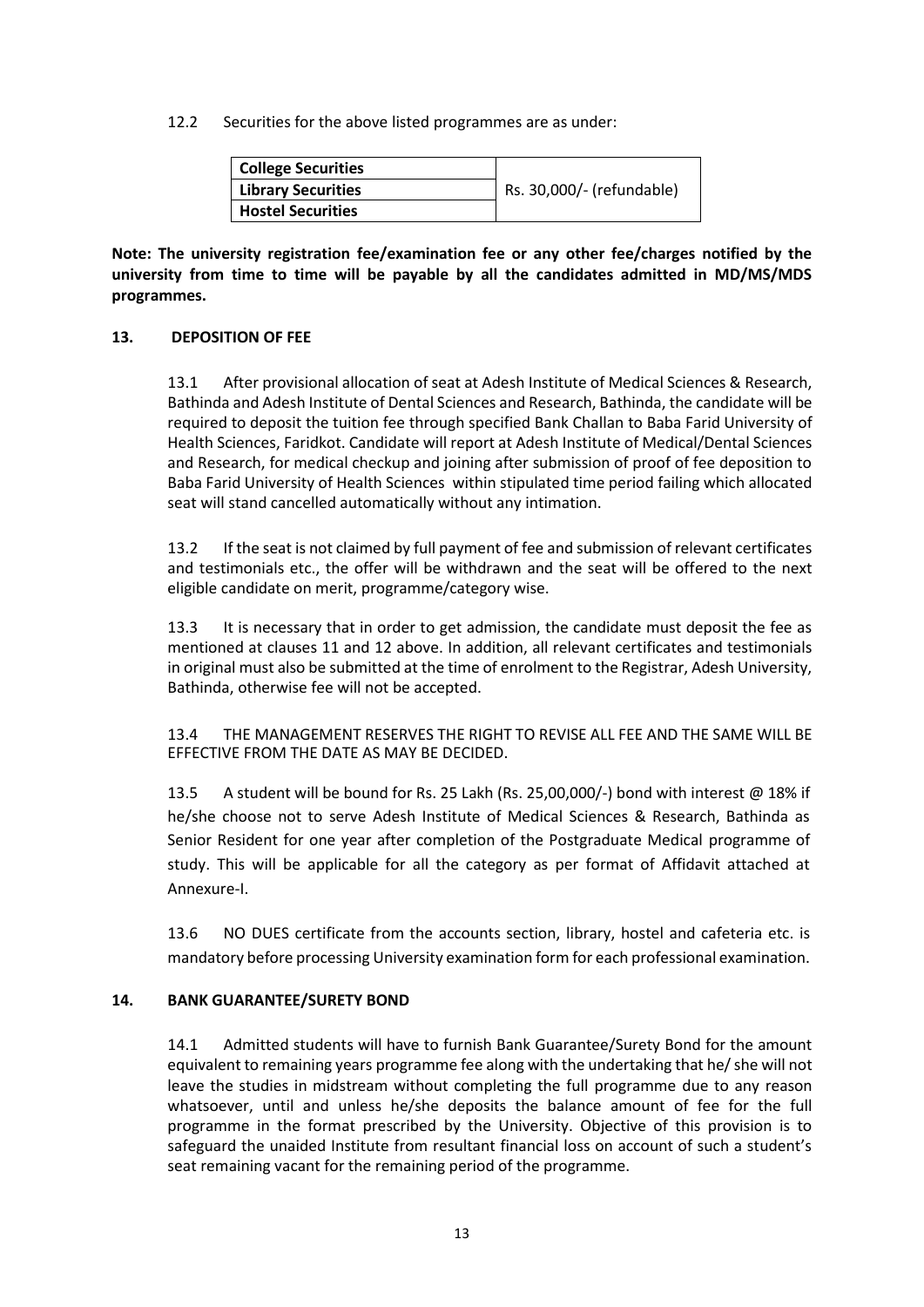12.2 Securities for the above listed programmes are as under:

| College Securities | Rs. 30,000/- (refundable) |
|---|---|
| Library Securities | |
| Hostel Securities | |

**Note: The university registration fee/examination fee or any other fee/charges notified by the university from time to time will be payable by all the candidates admitted in MD/MS/MDS programmes.**

## 13. DEPOSITION OF FEE

13.1 After provisional allocation of seat at Adesh Institute of Medical Sciences & Research, Bathinda and Adesh Institute of Dental Sciences and Research, Bathinda, the candidate will be required to deposit the tuition fee through specified Bank Challan to Baba Farid University of Health Sciences, Faridkot. Candidate will report at Adesh Institute of Medical/Dental Sciences and Research, for medical checkup and joining after submission of proof of fee deposition to Baba Farid University of Health Sciences within stipulated time period failing which allocated seat will stand cancelled automatically without any intimation.

13.2 If the seat is not claimed by full payment of fee and submission of relevant certificates and testimonials etc., the offer will be withdrawn and the seat will be offered to the next eligible candidate on merit, programme/category wise.

13.3 It is necessary that in order to get admission, the candidate must deposit the fee as mentioned at clauses 11 and 12 above. In addition, all relevant certificates and testimonials in original must also be submitted at the time of enrolment to the Registrar, Adesh University, Bathinda, otherwise fee will not be accepted.

13.4 THE MANAGEMENT RESERVES THE RIGHT TO REVISE ALL FEE AND THE SAME WILL BE EFFECTIVE FROM THE DATE AS MAY BE DECIDED.

13.5 A student will be bound for Rs. 25 Lakh (Rs. 25,00,000/-) bond with interest @ 18% if he/she choose not to serve Adesh Institute of Medical Sciences & Research, Bathinda as Senior Resident for one year after completion of the Postgraduate Medical programme of study. This will be applicable for all the category as per format of Affidavit attached at Annexure-I.

13.6 NO DUES certificate from the accounts section, library, hostel and cafeteria etc. is mandatory before processing University examination form for each professional examination.

## 14. BANK GUARANTEE/SURETY BOND

14.1 Admitted students will have to furnish Bank Guarantee/Surety Bond for the amount equivalent to remaining years programme fee along with the undertaking that he/ she will not leave the studies in midstream without completing the full programme due to any reason whatsoever, until and unless he/she deposits the balance amount of fee for the full programme in the format prescribed by the University. Objective of this provision is to safeguard the unaided Institute from resultant financial loss on account of such a student's seat remaining vacant for the remaining period of the programme.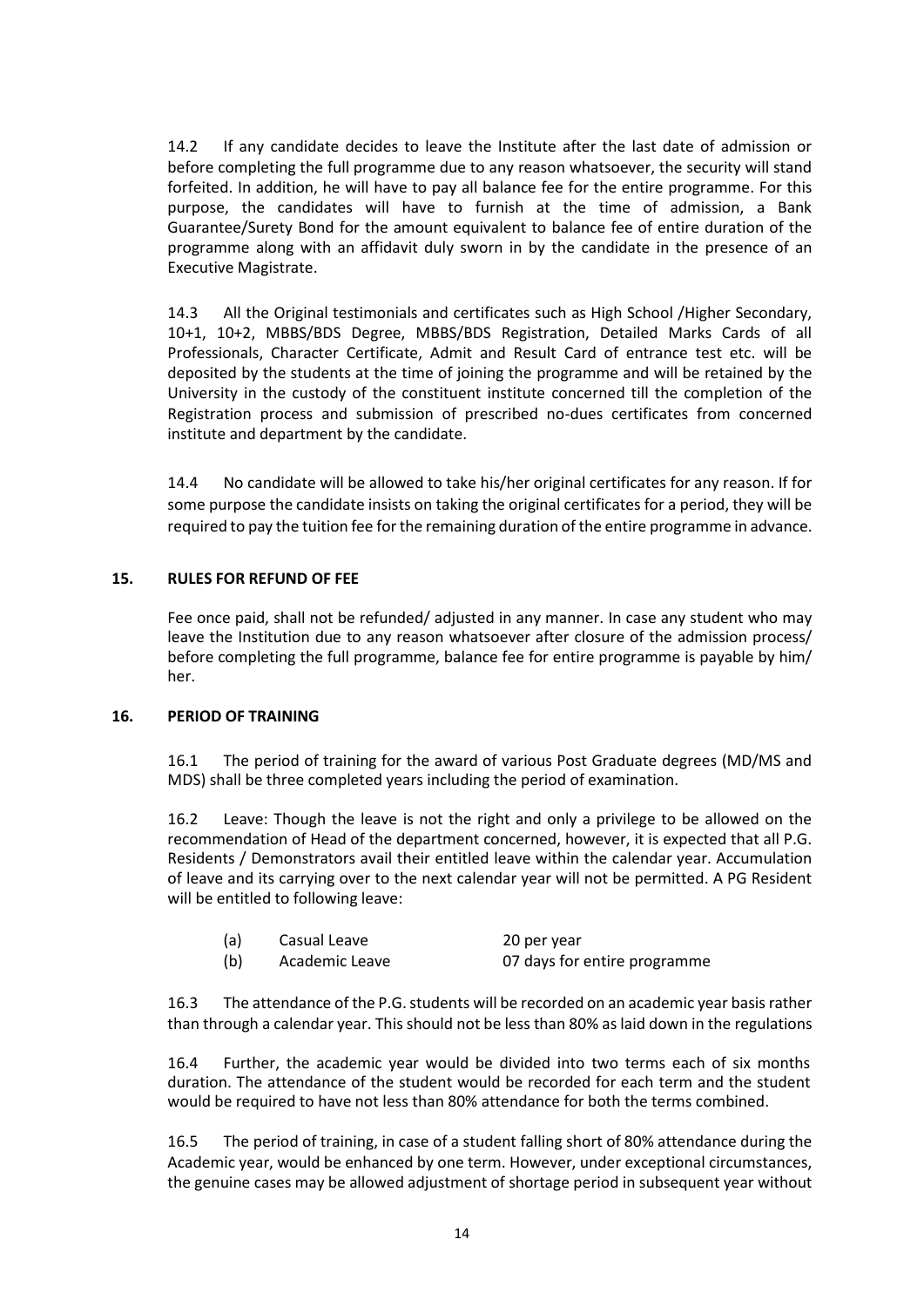14.2 If any candidate decides to leave the Institute after the last date of admission or before completing the full programme due to any reason whatsoever, the security will stand forfeited. In addition, he will have to pay all balance fee for the entire programme. For this purpose, the candidates will have to furnish at the time of admission, a Bank Guarantee/Surety Bond for the amount equivalent to balance fee of entire duration of the programme along with an affidavit duly sworn in by the candidate in the presence of an Executive Magistrate.

14.3 All the Original testimonials and certificates such as High School /Higher Secondary, 10+1, 10+2, MBBS/BDS Degree, MBBS/BDS Registration, Detailed Marks Cards of all Professionals, Character Certificate, Admit and Result Card of entrance test etc. will be deposited by the students at the time of joining the programme and will be retained by the University in the custody of the constituent institute concerned till the completion of the Registration process and submission of prescribed no-dues certificates from concerned institute and department by the candidate.

14.4 No candidate will be allowed to take his/her original certificates for any reason. If for some purpose the candidate insists on taking the original certificates for a period, they will be required to pay the tuition fee for the remaining duration of the entire programme in advance.

## 15. RULES FOR REFUND OF FEE

Fee once paid, shall not be refunded/ adjusted in any manner. In case any student who may leave the Institution due to any reason whatsoever after closure of the admission process/ before completing the full programme, balance fee for entire programme is payable by him/ her.

## 16. PERIOD OF TRAINING

16.1 The period of training for the award of various Post Graduate degrees (MD/MS and MDS) shall be three completed years including the period of examination.

16.2 Leave: Though the leave is not the right and only a privilege to be allowed on the recommendation of Head of the department concerned, however, it is expected that all P.G. Residents / Demonstrators avail their entitled leave within the calendar year. Accumulation of leave and its carrying over to the next calendar year will not be permitted. A PG Resident will be entitled to following leave:

| (a) | Casual Leave | 20 per year |
|---|---|---|
| (b) | Academic Leave | 07 days for entire programme |

16.3 The attendance of the P.G. students will be recorded on an academic year basis rather than through a calendar year. This should not be less than 80% as laid down in the regulations

16.4 Further, the academic year would be divided into two terms each of six months duration. The attendance of the student would be recorded for each term and the student would be required to have not less than 80% attendance for both the terms combined.

16.5 The period of training, in case of a student falling short of 80% attendance during the Academic year, would be enhanced by one term. However, under exceptional circumstances, the genuine cases may be allowed adjustment of shortage period in subsequent year without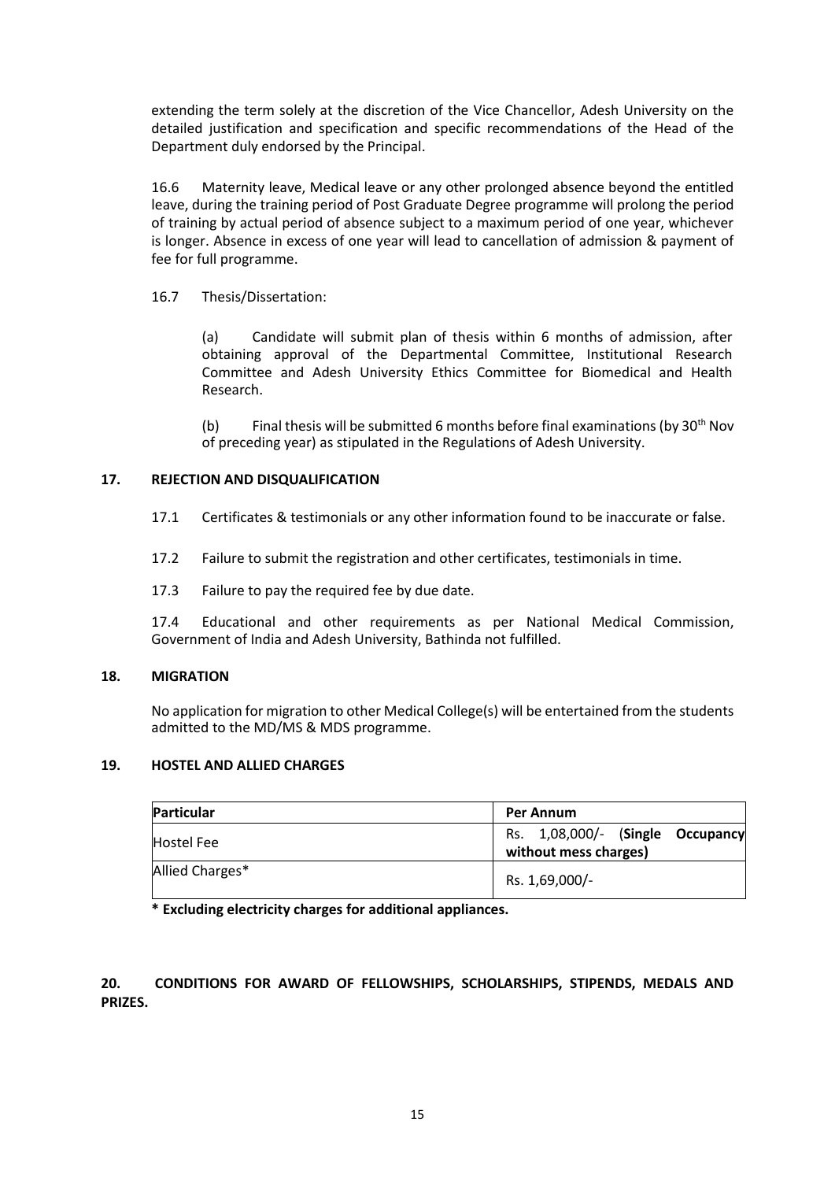extending the term solely at the discretion of the Vice Chancellor, Adesh University on the detailed justification and specification and specific recommendations of the Head of the Department duly endorsed by the Principal.

16.6 Maternity leave, Medical leave or any other prolonged absence beyond the entitled leave, during the training period of Post Graduate Degree programme will prolong the period of training by actual period of absence subject to a maximum period of one year, whichever is longer. Absence in excess of one year will lead to cancellation of admission & payment of fee for full programme.

16.7 Thesis/Dissertation:

(a) Candidate will submit plan of thesis within 6 months of admission, after obtaining approval of the Departmental Committee, Institutional Research Committee and Adesh University Ethics Committee for Biomedical and Health Research.

(b) Final thesis will be submitted 6 months before final examinations (by 30th Nov of preceding year) as stipulated in the Regulations of Adesh University.

## 17. REJECTION AND DISQUALIFICATION

17.1 Certificates & testimonials or any other information found to be inaccurate or false.

17.2 Failure to submit the registration and other certificates, testimonials in time.

17.3 Failure to pay the required fee by due date.

17.4 Educational and other requirements as per National Medical Commission, Government of India and Adesh University, Bathinda not fulfilled.

## 18. MIGRATION

No application for migration to other Medical College(s) will be entertained from the students admitted to the MD/MS & MDS programme.

## 19. HOSTEL AND ALLIED CHARGES

| **Particular** | **Per Annum** |
|---|---|
| Hostel Fee | Rs. 1,08,000/- (**Single Occupancy without mess charges)** |
| Allied Charges* | Rs. 1,69,000/- |

**\* Excluding electricity charges for additional appliances.**

## 20. CONDITIONS FOR AWARD OF FELLOWSHIPS, SCHOLARSHIPS, STIPENDS, MEDALS AND PRIZES.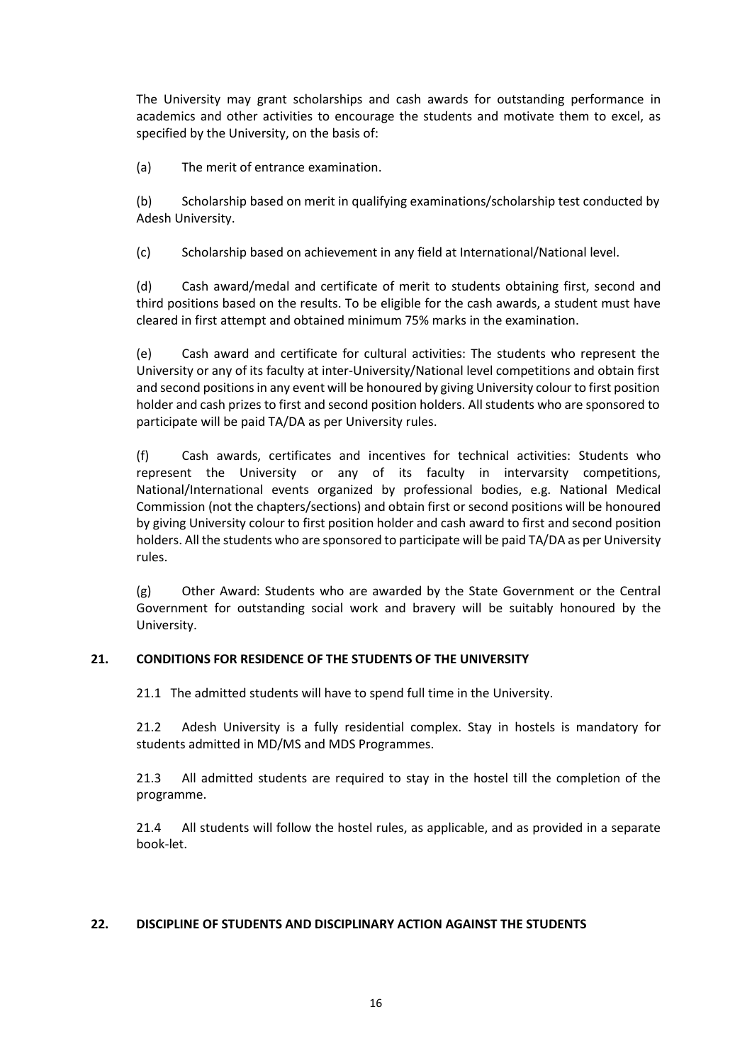The University may grant scholarships and cash awards for outstanding performance in academics and other activities to encourage the students and motivate them to excel, as specified by the University, on the basis of:

(a) The merit of entrance examination.

(b) Scholarship based on merit in qualifying examinations/scholarship test conducted by Adesh University.

(c) Scholarship based on achievement in any field at International/National level.

(d) Cash award/medal and certificate of merit to students obtaining first, second and third positions based on the results. To be eligible for the cash awards, a student must have cleared in first attempt and obtained minimum 75% marks in the examination.

(e) Cash award and certificate for cultural activities: The students who represent the University or any of its faculty at inter-University/National level competitions and obtain first and second positions in any event will be honoured by giving University colour to first position holder and cash prizes to first and second position holders. All students who are sponsored to participate will be paid TA/DA as per University rules.

(f) Cash awards, certificates and incentives for technical activities: Students who represent the University or any of its faculty in intervarsity competitions, National/International events organized by professional bodies, e.g. National Medical Commission (not the chapters/sections) and obtain first or second positions will be honoured by giving University colour to first position holder and cash award to first and second position holders. All the students who are sponsored to participate will be paid TA/DA as per University rules.

(g) Other Award: Students who are awarded by the State Government or the Central Government for outstanding social work and bravery will be suitably honoured by the University.

## 21. CONDITIONS FOR RESIDENCE OF THE STUDENTS OF THE UNIVERSITY

21.1 The admitted students will have to spend full time in the University.

21.2 Adesh University is a fully residential complex. Stay in hostels is mandatory for students admitted in MD/MS and MDS Programmes.

21.3 All admitted students are required to stay in the hostel till the completion of the programme.

21.4 All students will follow the hostel rules, as applicable, and as provided in a separate book-let.

## 22. DISCIPLINE OF STUDENTS AND DISCIPLINARY ACTION AGAINST THE STUDENTS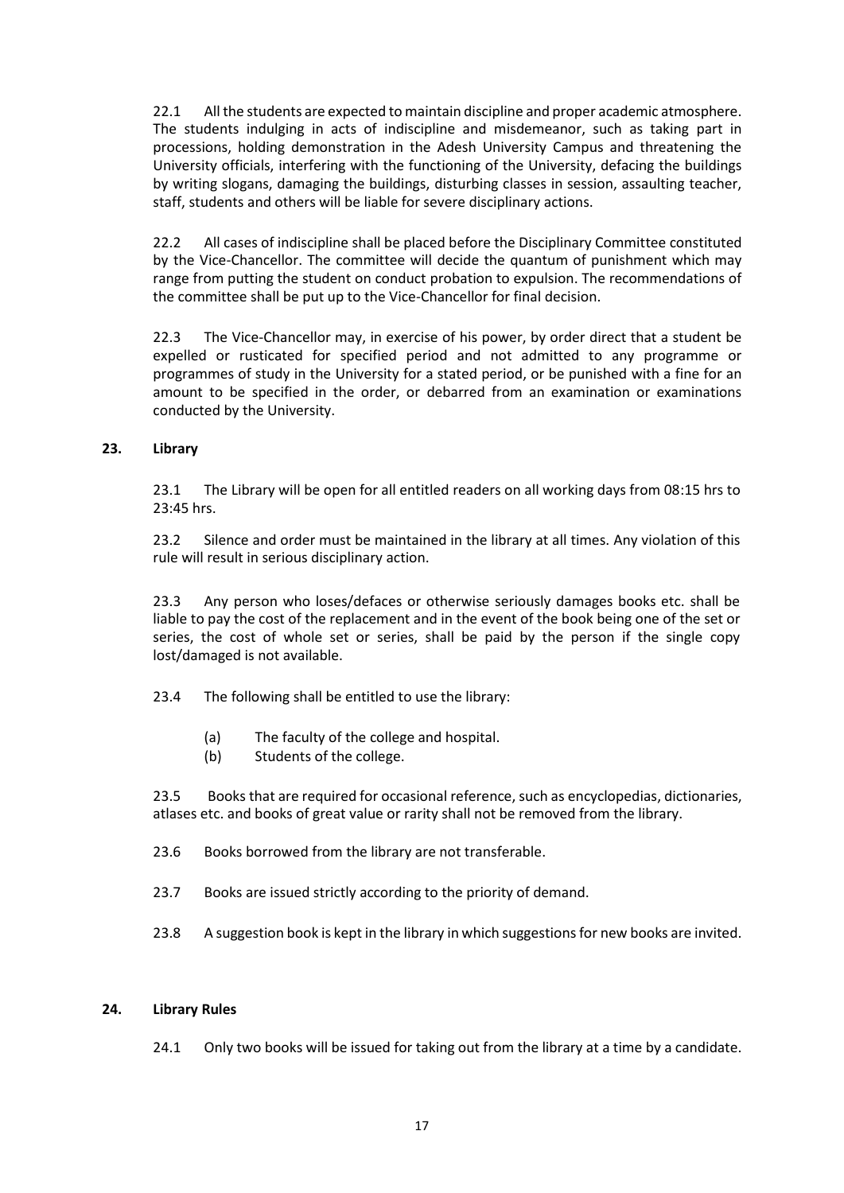22.1 All the students are expected to maintain discipline and proper academic atmosphere. The students indulging in acts of indiscipline and misdemeanor, such as taking part in processions, holding demonstration in the Adesh University Campus and threatening the University officials, interfering with the functioning of the University, defacing the buildings by writing slogans, damaging the buildings, disturbing classes in session, assaulting teacher, staff, students and others will be liable for severe disciplinary actions.

22.2 All cases of indiscipline shall be placed before the Disciplinary Committee constituted by the Vice-Chancellor. The committee will decide the quantum of punishment which may range from putting the student on conduct probation to expulsion. The recommendations of the committee shall be put up to the Vice-Chancellor for final decision.

22.3 The Vice-Chancellor may, in exercise of his power, by order direct that a student be expelled or rusticated for specified period and not admitted to any programme or programmes of study in the University for a stated period, or be punished with a fine for an amount to be specified in the order, or debarred from an examination or examinations conducted by the University.

## 23. Library

23.1 The Library will be open for all entitled readers on all working days from 08:15 hrs to 23:45 hrs.

23.2 Silence and order must be maintained in the library at all times. Any violation of this rule will result in serious disciplinary action.

23.3 Any person who loses/defaces or otherwise seriously damages books etc. shall be liable to pay the cost of the replacement and in the event of the book being one of the set or series, the cost of whole set or series, shall be paid by the person if the single copy lost/damaged is not available.

23.4 The following shall be entitled to use the library:

- (a) The faculty of the college and hospital.
- (b) Students of the college.

23.5 Books that are required for occasional reference, such as encyclopedias, dictionaries, atlases etc. and books of great value or rarity shall not be removed from the library.

23.6 Books borrowed from the library are not transferable.

23.7 Books are issued strictly according to the priority of demand.

23.8 A suggestion book is kept in the library in which suggestions for new books are invited.

## 24. Library Rules

24.1 Only two books will be issued for taking out from the library at a time by a candidate.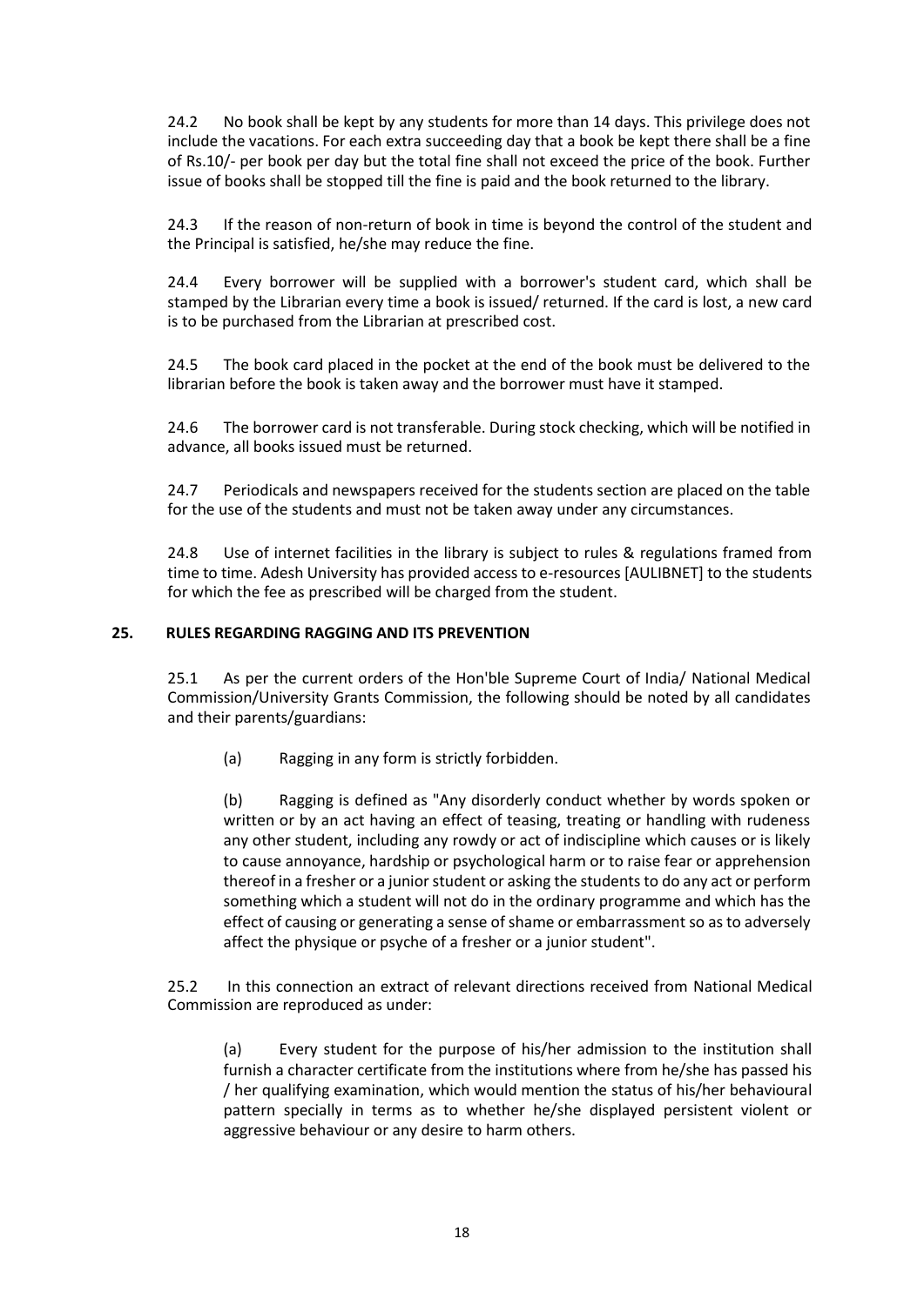24.2 No book shall be kept by any students for more than 14 days. This privilege does not include the vacations. For each extra succeeding day that a book be kept there shall be a fine of Rs.10/- per book per day but the total fine shall not exceed the price of the book. Further issue of books shall be stopped till the fine is paid and the book returned to the library.

24.3 If the reason of non-return of book in time is beyond the control of the student and the Principal is satisfied, he/she may reduce the fine.

24.4 Every borrower will be supplied with a borrower's student card, which shall be stamped by the Librarian every time a book is issued/ returned. If the card is lost, a new card is to be purchased from the Librarian at prescribed cost.

24.5 The book card placed in the pocket at the end of the book must be delivered to the librarian before the book is taken away and the borrower must have it stamped.

24.6 The borrower card is not transferable. During stock checking, which will be notified in advance, all books issued must be returned.

24.7 Periodicals and newspapers received for the students section are placed on the table for the use of the students and must not be taken away under any circumstances.

24.8 Use of internet facilities in the library is subject to rules & regulations framed from time to time. Adesh University has provided access to e-resources [AULIBNET] to the students for which the fee as prescribed will be charged from the student.

## 25. RULES REGARDING RAGGING AND ITS PREVENTION

25.1 As per the current orders of the Hon'ble Supreme Court of India/ National Medical Commission/University Grants Commission, the following should be noted by all candidates and their parents/guardians:

(a) Ragging in any form is strictly forbidden.

(b) Ragging is defined as "Any disorderly conduct whether by words spoken or written or by an act having an effect of teasing, treating or handling with rudeness any other student, including any rowdy or act of indiscipline which causes or is likely to cause annoyance, hardship or psychological harm or to raise fear or apprehension thereof in a fresher or a junior student or asking the students to do any act or perform something which a student will not do in the ordinary programme and which has the effect of causing or generating a sense of shame or embarrassment so as to adversely affect the physique or psyche of a fresher or a junior student".

25.2 In this connection an extract of relevant directions received from National Medical Commission are reproduced as under:

(a) Every student for the purpose of his/her admission to the institution shall furnish a character certificate from the institutions where from he/she has passed his / her qualifying examination, which would mention the status of his/her behavioural pattern specially in terms as to whether he/she displayed persistent violent or aggressive behaviour or any desire to harm others.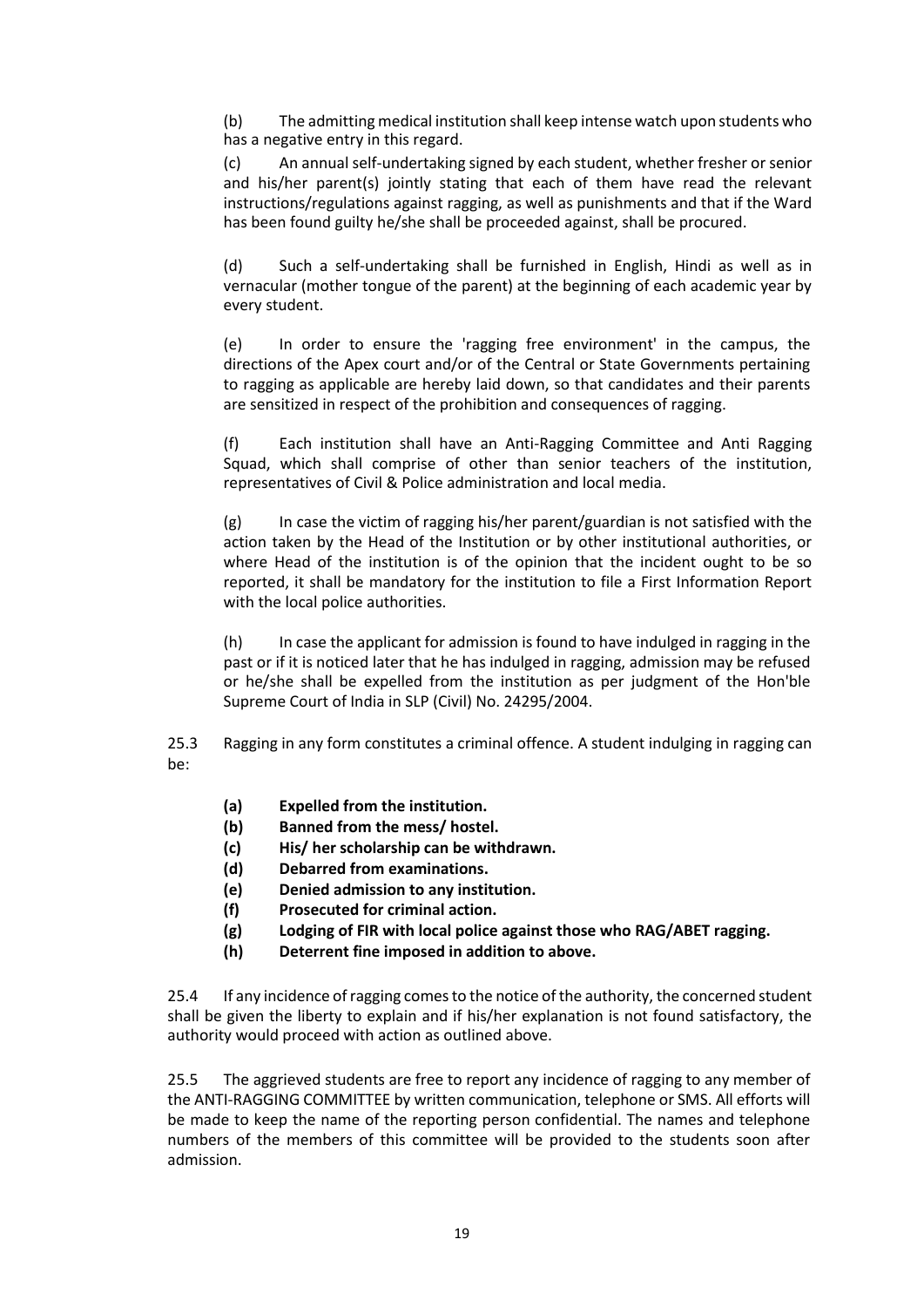(b) The admitting medical institution shall keep intense watch upon students who has a negative entry in this regard.

(c) An annual self-undertaking signed by each student, whether fresher or senior and his/her parent(s) jointly stating that each of them have read the relevant instructions/regulations against ragging, as well as punishments and that if the Ward has been found guilty he/she shall be proceeded against, shall be procured.

(d) Such a self-undertaking shall be furnished in English, Hindi as well as in vernacular (mother tongue of the parent) at the beginning of each academic year by every student.

(e) In order to ensure the 'ragging free environment' in the campus, the directions of the Apex court and/or of the Central or State Governments pertaining to ragging as applicable are hereby laid down, so that candidates and their parents are sensitized in respect of the prohibition and consequences of ragging.

(f) Each institution shall have an Anti-Ragging Committee and Anti Ragging Squad, which shall comprise of other than senior teachers of the institution, representatives of Civil & Police administration and local media.

(g) In case the victim of ragging his/her parent/guardian is not satisfied with the action taken by the Head of the Institution or by other institutional authorities, or where Head of the institution is of the opinion that the incident ought to be so reported, it shall be mandatory for the institution to file a First Information Report with the local police authorities.

(h) In case the applicant for admission is found to have indulged in ragging in the past or if it is noticed later that he has indulged in ragging, admission may be refused or he/she shall be expelled from the institution as per judgment of the Hon'ble Supreme Court of India in SLP (Civil) No. 24295/2004.

25.3 Ragging in any form constitutes a criminal offence. A student indulging in ragging can be:

- **(a) Expelled from the institution.**
- **(b) Banned from the mess/ hostel.**
- **(c) His/ her scholarship can be withdrawn.**
- **(d) Debarred from examinations.**
- **(e) Denied admission to any institution.**
- **(f) Prosecuted for criminal action.**
- **(g) Lodging of FIR with local police against those who RAG/ABET ragging.**
- **(h) Deterrent fine imposed in addition to above.**

25.4 If any incidence of ragging comes to the notice of the authority, the concerned student shall be given the liberty to explain and if his/her explanation is not found satisfactory, the authority would proceed with action as outlined above.

25.5 The aggrieved students are free to report any incidence of ragging to any member of the ANTI-RAGGING COMMITTEE by written communication, telephone or SMS. All efforts will be made to keep the name of the reporting person confidential. The names and telephone numbers of the members of this committee will be provided to the students soon after admission.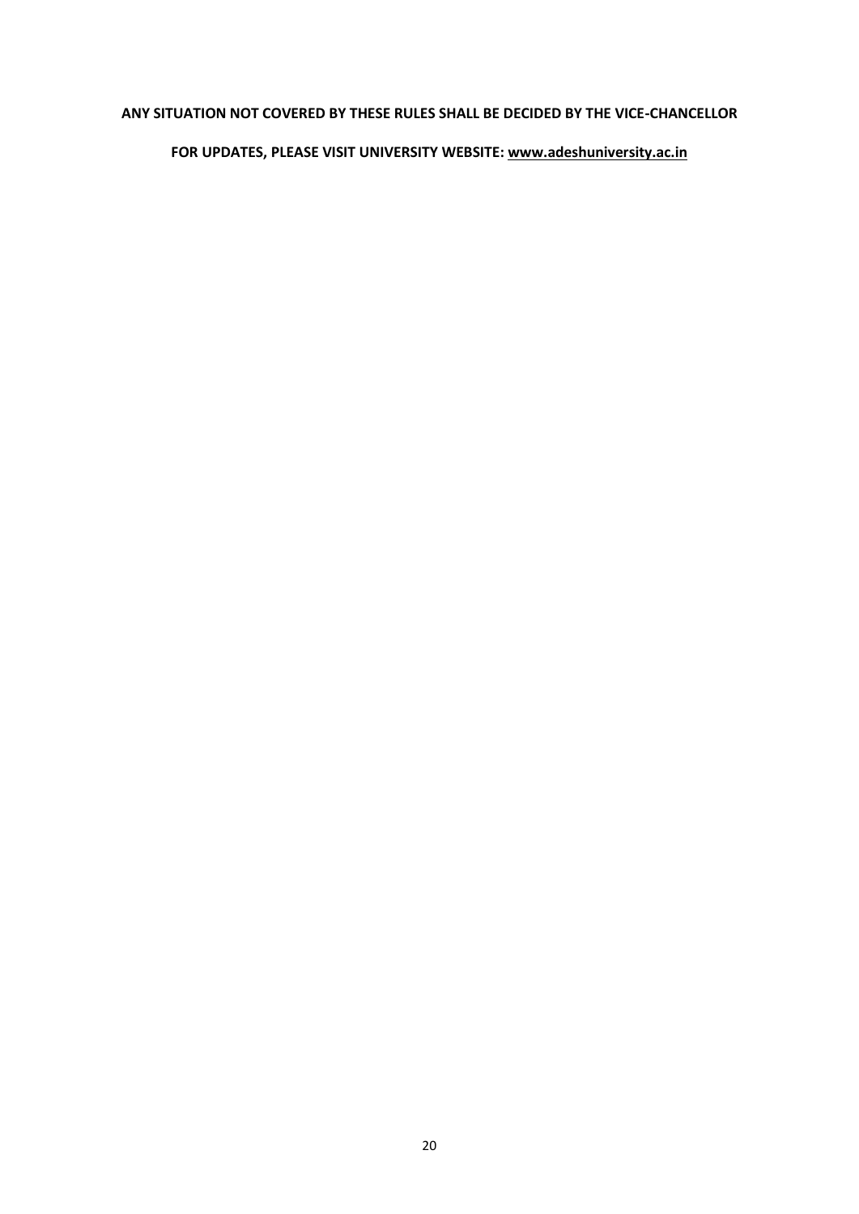**ANY SITUATION NOT COVERED BY THESE RULES SHALL BE DECIDED BY THE VICE-CHANCELLOR**

**FOR UPDATES, PLEASE VISIT UNIVERSITY WEBSITE: www.adeshuniversity.ac.in**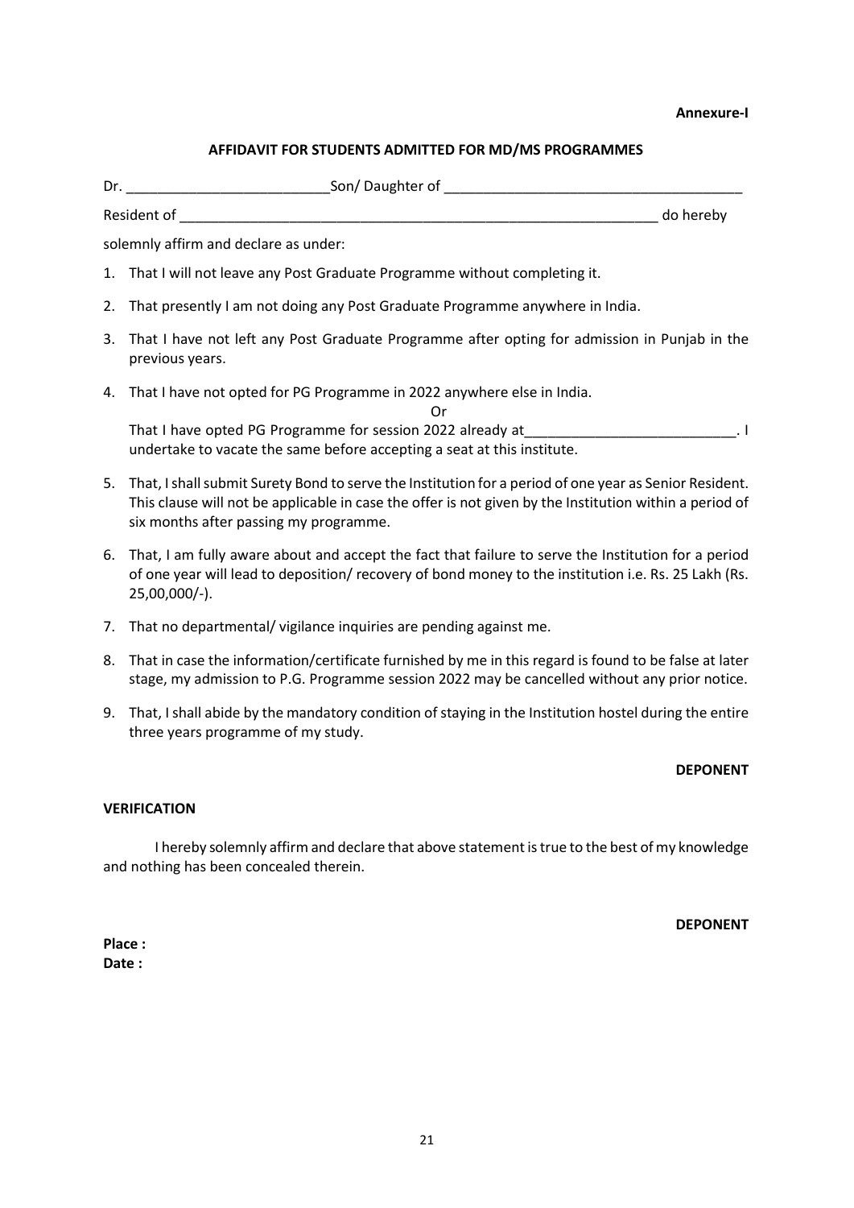**Annexure-I**

## AFFIDAVIT FOR STUDENTS ADMITTED FOR MD/MS PROGRAMMES

Dr. __________________________Son/ Daughter of ______________________________________

Resident of _______________________________________________________________ do hereby solemnly affirm and declare as under:

1. That I will not leave any Post Graduate Programme without completing it.
2. That presently I am not doing any Post Graduate Programme anywhere in India.
3. That I have not left any Post Graduate Programme after opting for admission in Punjab in the previous years.
4. That I have not opted for PG Programme in 2022 anywhere else in India.

   Or

   That I have opted PG Programme for session 2022 already at___________________________. I undertake to vacate the same before accepting a seat at this institute.
5. That, I shall submit Surety Bond to serve the Institution for a period of one year as Senior Resident. This clause will not be applicable in case the offer is not given by the Institution within a period of six months after passing my programme.
6. That, I am fully aware about and accept the fact that failure to serve the Institution for a period of one year will lead to deposition/ recovery of bond money to the institution i.e. Rs. 25 Lakh (Rs. 25,00,000/-).
7. That no departmental/ vigilance inquiries are pending against me.
8. That in case the information/certificate furnished by me in this regard is found to be false at later stage, my admission to P.G. Programme session 2022 may be cancelled without any prior notice.
9. That, I shall abide by the mandatory condition of staying in the Institution hostel during the entire three years programme of my study.

**DEPONENT**

**VERIFICATION**

I hereby solemnly affirm and declare that above statement is true to the best of my knowledge and nothing has been concealed therein.

**DEPONENT**

**Place :**
**Date :**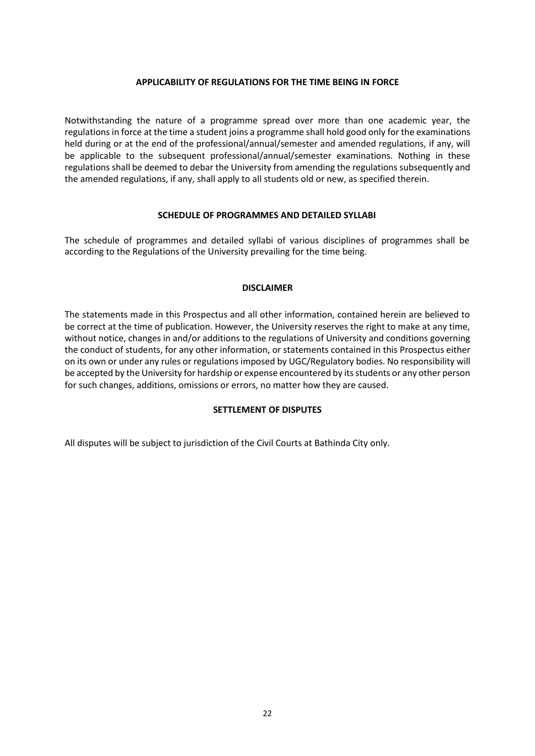## APPLICABILITY OF REGULATIONS FOR THE TIME BEING IN FORCE

Notwithstanding the nature of a programme spread over more than one academic year, the regulations in force at the time a student joins a programme shall hold good only for the examinations held during or at the end of the professional/annual/semester and amended regulations, if any, will be applicable to the subsequent professional/annual/semester examinations. Nothing in these regulations shall be deemed to debar the University from amending the regulations subsequently and the amended regulations, if any, shall apply to all students old or new, as specified therein.

## SCHEDULE OF PROGRAMMES AND DETAILED SYLLABI

The schedule of programmes and detailed syllabi of various disciplines of programmes shall be according to the Regulations of the University prevailing for the time being.

## DISCLAIMER

The statements made in this Prospectus and all other information, contained herein are believed to be correct at the time of publication. However, the University reserves the right to make at any time, without notice, changes in and/or additions to the regulations of University and conditions governing the conduct of students, for any other information, or statements contained in this Prospectus either on its own or under any rules or regulations imposed by UGC/Regulatory bodies. No responsibility will be accepted by the University for hardship or expense encountered by its students or any other person for such changes, additions, omissions or errors, no matter how they are caused.

## SETTLEMENT OF DISPUTES

All disputes will be subject to jurisdiction of the Civil Courts at Bathinda City only.